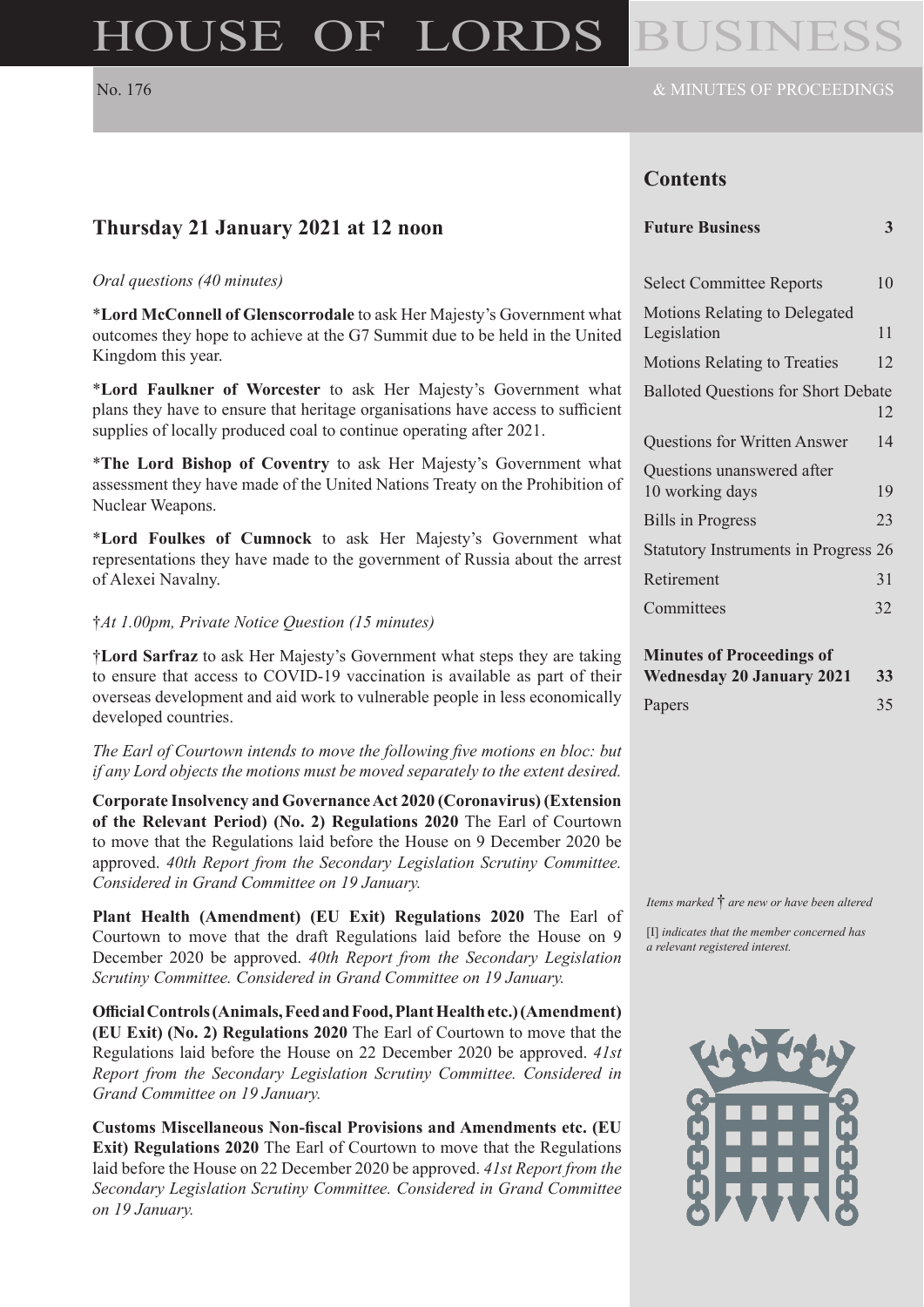# HOUSE OF LORDS BUSINESS

No. 176 & MINUTES OF PROCEEDINGS

## Thursday 21 January 2021 at 12 noon

*Oral questions (40 minutes)*

\***Lord McConnell of Glenscorrodale** to ask Her Majesty's Government what outcomes they hope to achieve at the G7 Summit due to be held in the United Kingdom this year.

\***Lord Faulkner of Worcester** to ask Her Majesty's Government what plans they have to ensure that heritage organisations have access to sufficient supplies of locally produced coal to continue operating after 2021.

\***The Lord Bishop of Coventry** to ask Her Majesty's Government what assessment they have made of the United Nations Treaty on the Prohibition of Nuclear Weapons.

\***Lord Foulkes of Cumnock** to ask Her Majesty's Government what representations they have made to the government of Russia about the arrest of Alexei Navalny.

†*At 1.00pm, Private Notice Question (15 minutes)*

†**Lord Sarfraz** to ask Her Majesty's Government what steps they are taking to ensure that access to COVID-19 vaccination is available as part of their overseas development and aid work to vulnerable people in less economically developed countries.

*The Earl of Courtown intends to move the following five motions en bloc: but if any Lord objects the motions must be moved separately to the extent desired.*

**Corporate Insolvency and Governance Act 2020 (Coronavirus) (Extension of the Relevant Period) (No. 2) Regulations 2020** The Earl of Courtown to move that the Regulations laid before the House on 9 December 2020 be approved. *40th Report from the Secondary Legislation Scrutiny Committee. Considered in Grand Committee on 19 January.*

**Plant Health (Amendment) (EU Exit) Regulations 2020** The Earl of Courtown to move that the draft Regulations laid before the House on 9 December 2020 be approved. *40th Report from the Secondary Legislation Scrutiny Committee. Considered in Grand Committee on 19 January.*

**Official Controls (Animals, Feed and Food, Plant Health etc.) (Amendment) (EU Exit) (No. 2) Regulations 2020** The Earl of Courtown to move that the Regulations laid before the House on 22 December 2020 be approved. *41st Report from the Secondary Legislation Scrutiny Committee. Considered in Grand Committee on 19 January.*

**Customs Miscellaneous Non-fiscal Provisions and Amendments etc. (EU Exit) Regulations 2020** The Earl of Courtown to move that the Regulations laid before the House on 22 December 2020 be approved. *41st Report from the Secondary Legislation Scrutiny Committee. Considered in Grand Committee on 19 January.*

## Contents

| | |
|---|---|
| **Future Business** | **3** |
| Select Committee Reports | 10 |
| Motions Relating to Delegated Legislation | 11 |
| Motions Relating to Treaties | 12 |
| Balloted Questions for Short Debate | 12 |
| Questions for Written Answer | 14 |
| Questions unanswered after 10 working days | 19 |
| Bills in Progress | 23 |
| Statutory Instruments in Progress | 26 |
| Retirement | 31 |
| Committees | 32 |
| **Minutes of Proceedings of Wednesday 20 January 2021** | **33** |
| Papers | 35 |

*Items marked † are new or have been altered*

[I] *indicates that the member concerned has a relevant registered interest.*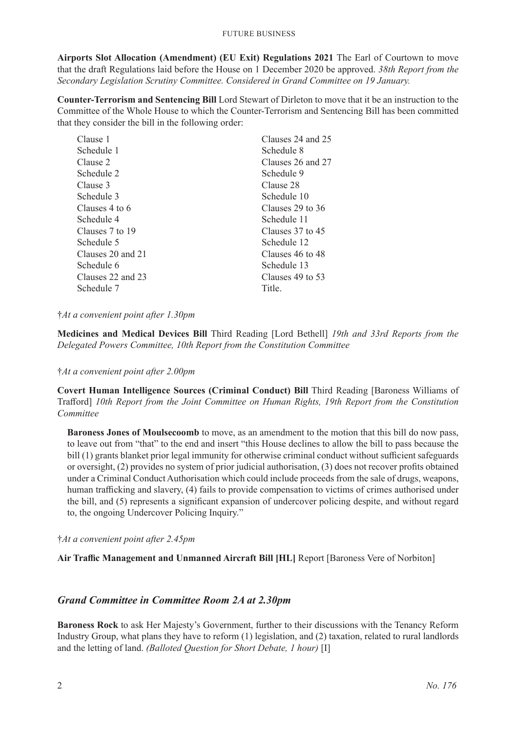**Airports Slot Allocation (Amendment) (EU Exit) Regulations 2021** The Earl of Courtown to move that the draft Regulations laid before the House on 1 December 2020 be approved. *38th Report from the Secondary Legislation Scrutiny Committee. Considered in Grand Committee on 19 January.*

**Counter-Terrorism and Sentencing Bill** Lord Stewart of Dirleton to move that it be an instruction to the Committee of the Whole House to which the Counter-Terrorism and Sentencing Bill has been committed that they consider the bill in the following order:

Clause 1
Schedule 1
Clause 2
Schedule 2
Clause 3
Schedule 3
Clauses 4 to 6
Schedule 4
Clauses 7 to 19
Schedule 5
Clauses 20 and 21
Schedule 6
Clauses 22 and 23
Schedule 7
Clauses 24 and 25
Schedule 8
Clauses 26 and 27
Schedule 9
Clause 28
Schedule 10
Clauses 29 to 36
Schedule 11
Clauses 37 to 45
Schedule 12
Clauses 46 to 48
Schedule 13
Clauses 49 to 53
Title.

†*At a convenient point after 1.30pm*

**Medicines and Medical Devices Bill** Third Reading [Lord Bethell] *19th and 33rd Reports from the Delegated Powers Committee, 10th Report from the Constitution Committee*

†*At a convenient point after 2.00pm*

**Covert Human Intelligence Sources (Criminal Conduct) Bill** Third Reading [Baroness Williams of Trafford] *10th Report from the Joint Committee on Human Rights, 19th Report from the Constitution Committee*

**Baroness Jones of Moulsecoomb** to move, as an amendment to the motion that this bill do now pass, to leave out from "that" to the end and insert "this House declines to allow the bill to pass because the bill (1) grants blanket prior legal immunity for otherwise criminal conduct without sufficient safeguards or oversight, (2) provides no system of prior judicial authorisation, (3) does not recover profits obtained under a Criminal Conduct Authorisation which could include proceeds from the sale of drugs, weapons, human trafficking and slavery, (4) fails to provide compensation to victims of crimes authorised under the bill, and (5) represents a significant expansion of undercover policing despite, and without regard to, the ongoing Undercover Policing Inquiry."

†*At a convenient point after 2.45pm*

**Air Traffic Management and Unmanned Aircraft Bill [HL]** Report [Baroness Vere of Norbiton]

## *Grand Committee in Committee Room 2A at 2.30pm*

**Baroness Rock** to ask Her Majesty's Government, further to their discussions with the Tenancy Reform Industry Group, what plans they have to reform (1) legislation, and (2) taxation, related to rural landlords and the letting of land. *(Balloted Question for Short Debate, 1 hour)* [I]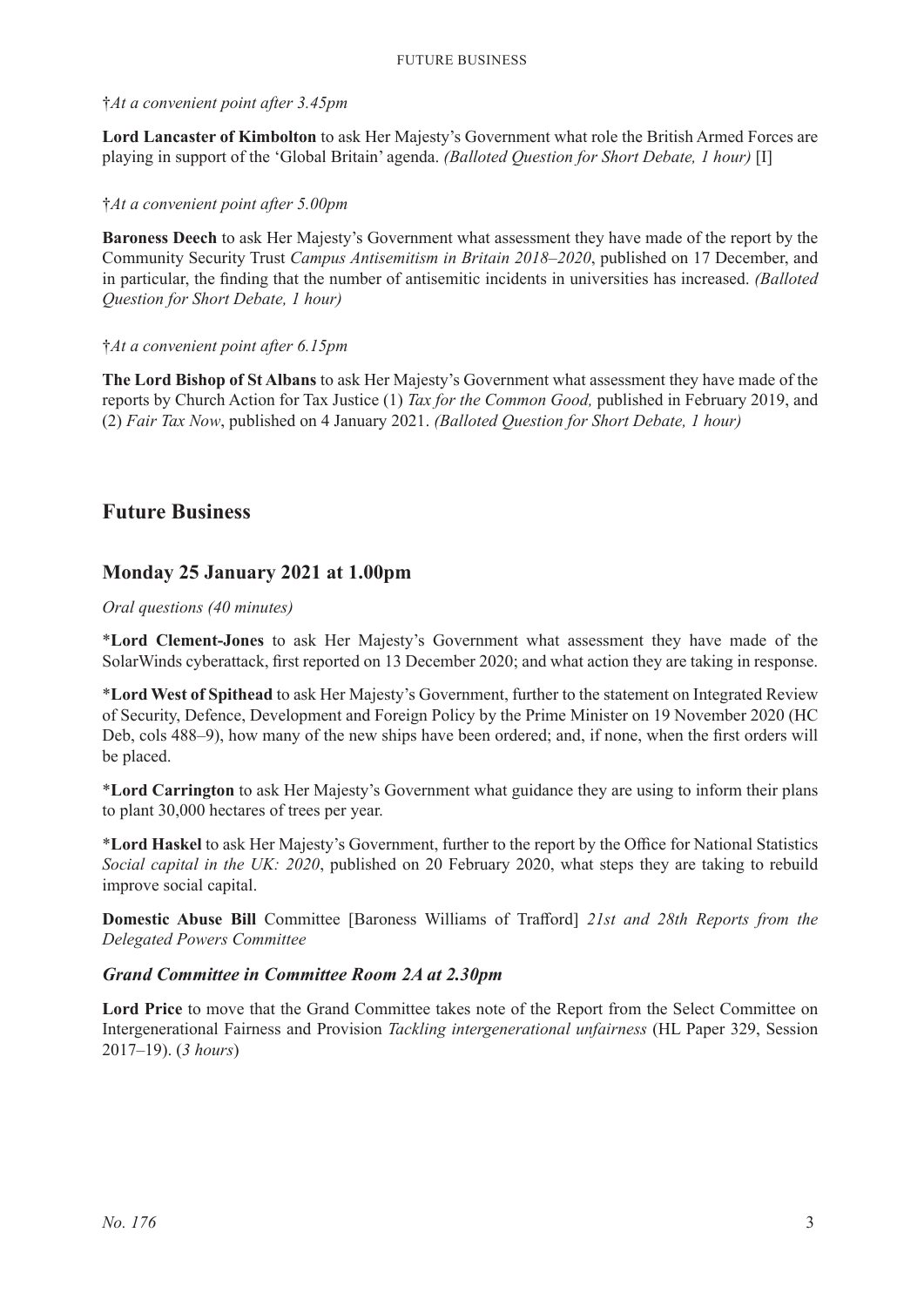†*At a convenient point after 3.45pm*

**Lord Lancaster of Kimbolton** to ask Her Majesty's Government what role the British Armed Forces are playing in support of the 'Global Britain' agenda. *(Balloted Question for Short Debate, 1 hour)* [I]

†*At a convenient point after 5.00pm*

**Baroness Deech** to ask Her Majesty's Government what assessment they have made of the report by the Community Security Trust *Campus Antisemitism in Britain 2018–2020*, published on 17 December, and in particular, the finding that the number of antisemitic incidents in universities has increased. *(Balloted Question for Short Debate, 1 hour)*

†*At a convenient point after 6.15pm*

**The Lord Bishop of St Albans** to ask Her Majesty's Government what assessment they have made of the reports by Church Action for Tax Justice (1) *Tax for the Common Good,* published in February 2019, and (2) *Fair Tax Now*, published on 4 January 2021. *(Balloted Question for Short Debate, 1 hour)*

# Future Business

## Monday 25 January 2021 at 1.00pm

*Oral questions (40 minutes)*

*__Lord Clement-Jones__ to ask Her Majesty's Government what assessment they have made of the SolarWinds cyberattack, first reported on 13 December 2020; and what action they are taking in response.

*__Lord West of Spithead__ to ask Her Majesty's Government, further to the statement on Integrated Review of Security, Defence, Development and Foreign Policy by the Prime Minister on 19 November 2020 (HC Deb, cols 488–9), how many of the new ships have been ordered; and, if none, when the first orders will be placed.

*__Lord Carrington__ to ask Her Majesty's Government what guidance they are using to inform their plans to plant 30,000 hectares of trees per year.

*__Lord Haskel__ to ask Her Majesty's Government, further to the report by the Office for National Statistics *Social capital in the UK: 2020*, published on 20 February 2020, what steps they are taking to rebuild improve social capital.

**Domestic Abuse Bill** Committee [Baroness Williams of Trafford] *21st and 28th Reports from the Delegated Powers Committee*

### *Grand Committee in Committee Room 2A at 2.30pm*

**Lord Price** to move that the Grand Committee takes note of the Report from the Select Committee on Intergenerational Fairness and Provision *Tackling intergenerational unfairness* (HL Paper 329, Session 2017–19). (*3 hours*)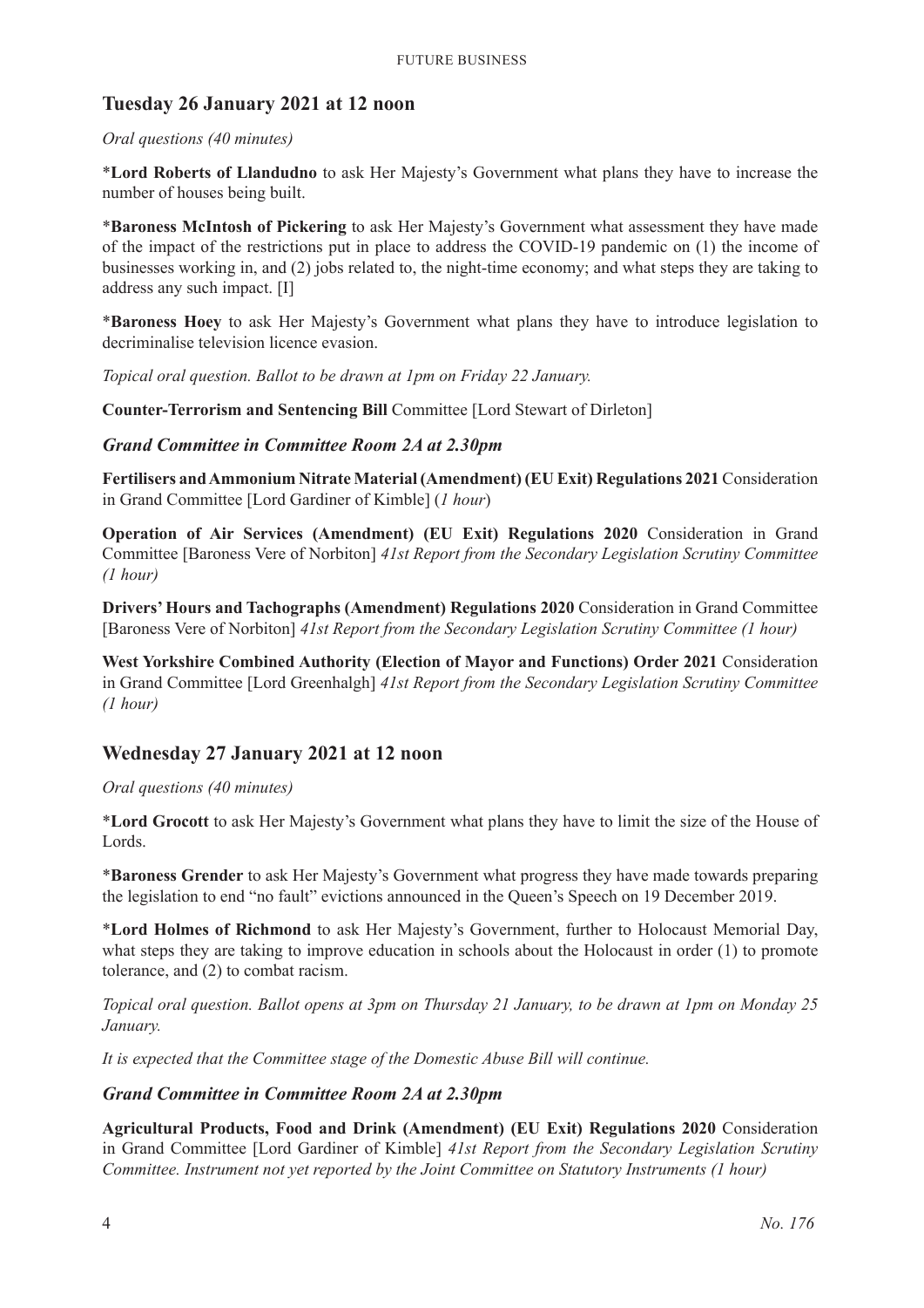## Tuesday 26 January 2021 at 12 noon

*Oral questions (40 minutes)*

***Lord Roberts of Llandudno** to ask Her Majesty's Government what plans they have to increase the number of houses being built.

***Baroness McIntosh of Pickering** to ask Her Majesty's Government what assessment they have made of the impact of the restrictions put in place to address the COVID-19 pandemic on (1) the income of businesses working in, and (2) jobs related to, the night-time economy; and what steps they are taking to address any such impact. [I]

***Baroness Hoey** to ask Her Majesty's Government what plans they have to introduce legislation to decriminalise television licence evasion.

*Topical oral question. Ballot to be drawn at 1pm on Friday 22 January.*

**Counter-Terrorism and Sentencing Bill** Committee [Lord Stewart of Dirleton]

### *Grand Committee in Committee Room 2A at 2.30pm*

**Fertilisers and Ammonium Nitrate Material (Amendment) (EU Exit) Regulations 2021** Consideration in Grand Committee [Lord Gardiner of Kimble] (*1 hour*)

**Operation of Air Services (Amendment) (EU Exit) Regulations 2020** Consideration in Grand Committee [Baroness Vere of Norbiton] *41st Report from the Secondary Legislation Scrutiny Committee (1 hour)*

**Drivers' Hours and Tachographs (Amendment) Regulations 2020** Consideration in Grand Committee [Baroness Vere of Norbiton] *41st Report from the Secondary Legislation Scrutiny Committee (1 hour)*

**West Yorkshire Combined Authority (Election of Mayor and Functions) Order 2021** Consideration in Grand Committee [Lord Greenhalgh] *41st Report from the Secondary Legislation Scrutiny Committee (1 hour)*

## Wednesday 27 January 2021 at 12 noon

*Oral questions (40 minutes)*

***Lord Grocott** to ask Her Majesty's Government what plans they have to limit the size of the House of Lords.

***Baroness Grender** to ask Her Majesty's Government what progress they have made towards preparing the legislation to end "no fault" evictions announced in the Queen's Speech on 19 December 2019.

***Lord Holmes of Richmond** to ask Her Majesty's Government, further to Holocaust Memorial Day, what steps they are taking to improve education in schools about the Holocaust in order (1) to promote tolerance, and (2) to combat racism.

*Topical oral question. Ballot opens at 3pm on Thursday 21 January, to be drawn at 1pm on Monday 25 January.*

*It is expected that the Committee stage of the Domestic Abuse Bill will continue.*

### *Grand Committee in Committee Room 2A at 2.30pm*

**Agricultural Products, Food and Drink (Amendment) (EU Exit) Regulations 2020** Consideration in Grand Committee [Lord Gardiner of Kimble] *41st Report from the Secondary Legislation Scrutiny Committee. Instrument not yet reported by the Joint Committee on Statutory Instruments (1 hour)*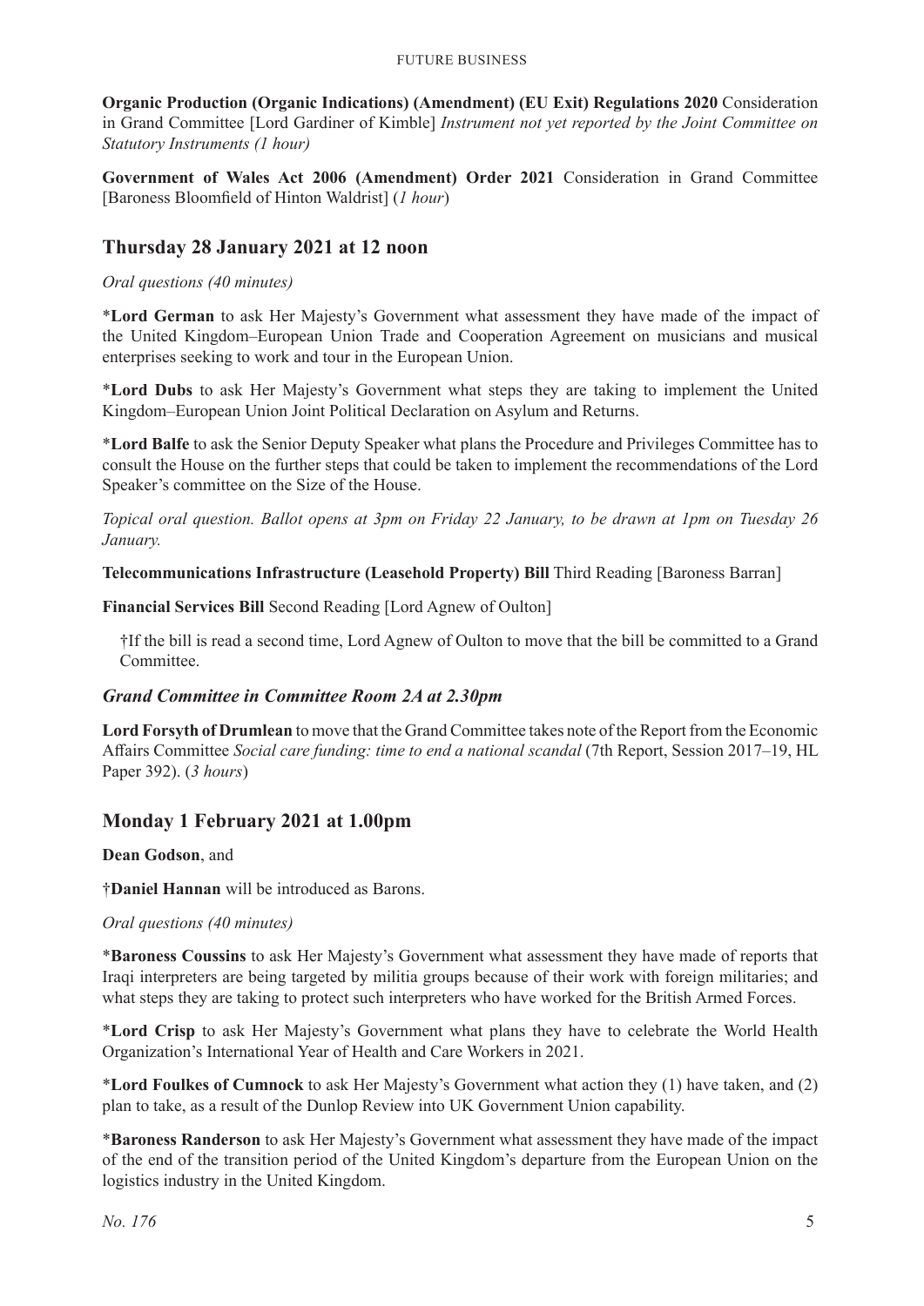**Organic Production (Organic Indications) (Amendment) (EU Exit) Regulations 2020** Consideration in Grand Committee [Lord Gardiner of Kimble] *Instrument not yet reported by the Joint Committee on Statutory Instruments (1 hour)*

**Government of Wales Act 2006 (Amendment) Order 2021** Consideration in Grand Committee [Baroness Bloomfield of Hinton Waldrist] (*1 hour*)

## Thursday 28 January 2021 at 12 noon

*Oral questions (40 minutes)*

*__Lord German__ to ask Her Majesty's Government what assessment they have made of the impact of the United Kingdom–European Union Trade and Cooperation Agreement on musicians and musical enterprises seeking to work and tour in the European Union.

*__Lord Dubs__ to ask Her Majesty's Government what steps they are taking to implement the United Kingdom–European Union Joint Political Declaration on Asylum and Returns.

*__Lord Balfe__ to ask the Senior Deputy Speaker what plans the Procedure and Privileges Committee has to consult the House on the further steps that could be taken to implement the recommendations of the Lord Speaker's committee on the Size of the House.

*Topical oral question. Ballot opens at 3pm on Friday 22 January, to be drawn at 1pm on Tuesday 26 January.*

**Telecommunications Infrastructure (Leasehold Property) Bill** Third Reading [Baroness Barran]

**Financial Services Bill** Second Reading [Lord Agnew of Oulton]

> †If the bill is read a second time, Lord Agnew of Oulton to move that the bill be committed to a Grand Committee.

### *Grand Committee in Committee Room 2A at 2.30pm*

**Lord Forsyth of Drumlean** to move that the Grand Committee takes note of the Report from the Economic Affairs Committee *Social care funding: time to end a national scandal* (7th Report, Session 2017–19, HL Paper 392). (*3 hours*)

## Monday 1 February 2021 at 1.00pm

**Dean Godson**, and

†**Daniel Hannan** will be introduced as Barons.

*Oral questions (40 minutes)*

*__Baroness Coussins__ to ask Her Majesty's Government what assessment they have made of reports that Iraqi interpreters are being targeted by militia groups because of their work with foreign militaries; and what steps they are taking to protect such interpreters who have worked for the British Armed Forces.

*__Lord Crisp__ to ask Her Majesty's Government what plans they have to celebrate the World Health Organization's International Year of Health and Care Workers in 2021.

*__Lord Foulkes of Cumnock__ to ask Her Majesty's Government what action they (1) have taken, and (2) plan to take, as a result of the Dunlop Review into UK Government Union capability.

*__Baroness Randerson__ to ask Her Majesty's Government what assessment they have made of the impact of the end of the transition period of the United Kingdom's departure from the European Union on the logistics industry in the United Kingdom.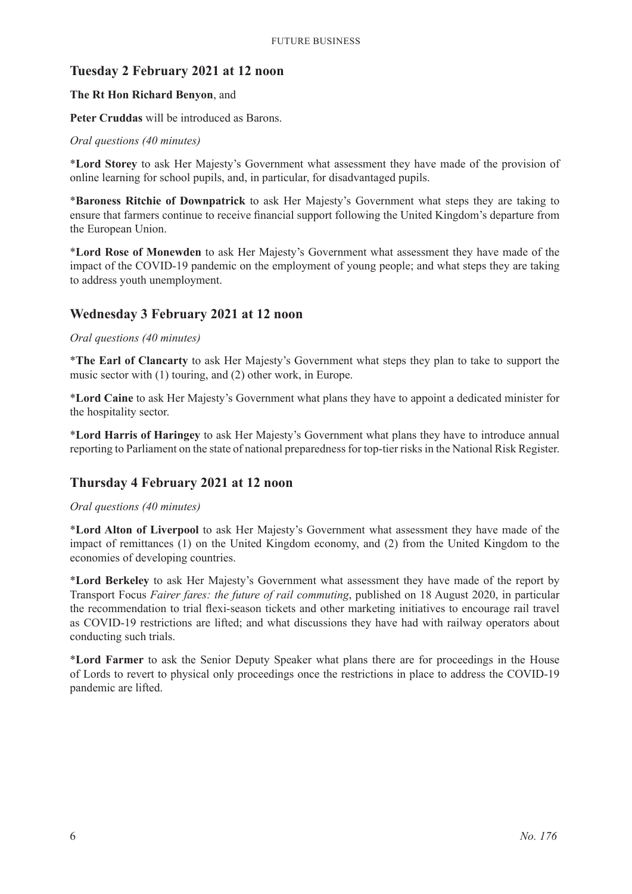## Tuesday 2 February 2021 at 12 noon

**The Rt Hon Richard Benyon**, and

**Peter Cruddas** will be introduced as Barons.

*Oral questions (40 minutes)*

*__Lord Storey__ to ask Her Majesty's Government what assessment they have made of the provision of online learning for school pupils, and, in particular, for disadvantaged pupils.

*__Baroness Ritchie of Downpatrick__ to ask Her Majesty's Government what steps they are taking to ensure that farmers continue to receive financial support following the United Kingdom's departure from the European Union.

*__Lord Rose of Monewden__ to ask Her Majesty's Government what assessment they have made of the impact of the COVID-19 pandemic on the employment of young people; and what steps they are taking to address youth unemployment.

## Wednesday 3 February 2021 at 12 noon

*Oral questions (40 minutes)*

*__The Earl of Clancarty__ to ask Her Majesty's Government what steps they plan to take to support the music sector with (1) touring, and (2) other work, in Europe.

*__Lord Caine__ to ask Her Majesty's Government what plans they have to appoint a dedicated minister for the hospitality sector.

*__Lord Harris of Haringey__ to ask Her Majesty's Government what plans they have to introduce annual reporting to Parliament on the state of national preparedness for top-tier risks in the National Risk Register.

## Thursday 4 February 2021 at 12 noon

*Oral questions (40 minutes)*

*__Lord Alton of Liverpool__ to ask Her Majesty's Government what assessment they have made of the impact of remittances (1) on the United Kingdom economy, and (2) from the United Kingdom to the economies of developing countries.

*__Lord Berkeley__ to ask Her Majesty's Government what assessment they have made of the report by Transport Focus *Fairer fares: the future of rail commuting*, published on 18 August 2020, in particular the recommendation to trial flexi-season tickets and other marketing initiatives to encourage rail travel as COVID-19 restrictions are lifted; and what discussions they have had with railway operators about conducting such trials.

*__Lord Farmer__ to ask the Senior Deputy Speaker what plans there are for proceedings in the House of Lords to revert to physical only proceedings once the restrictions in place to address the COVID-19 pandemic are lifted.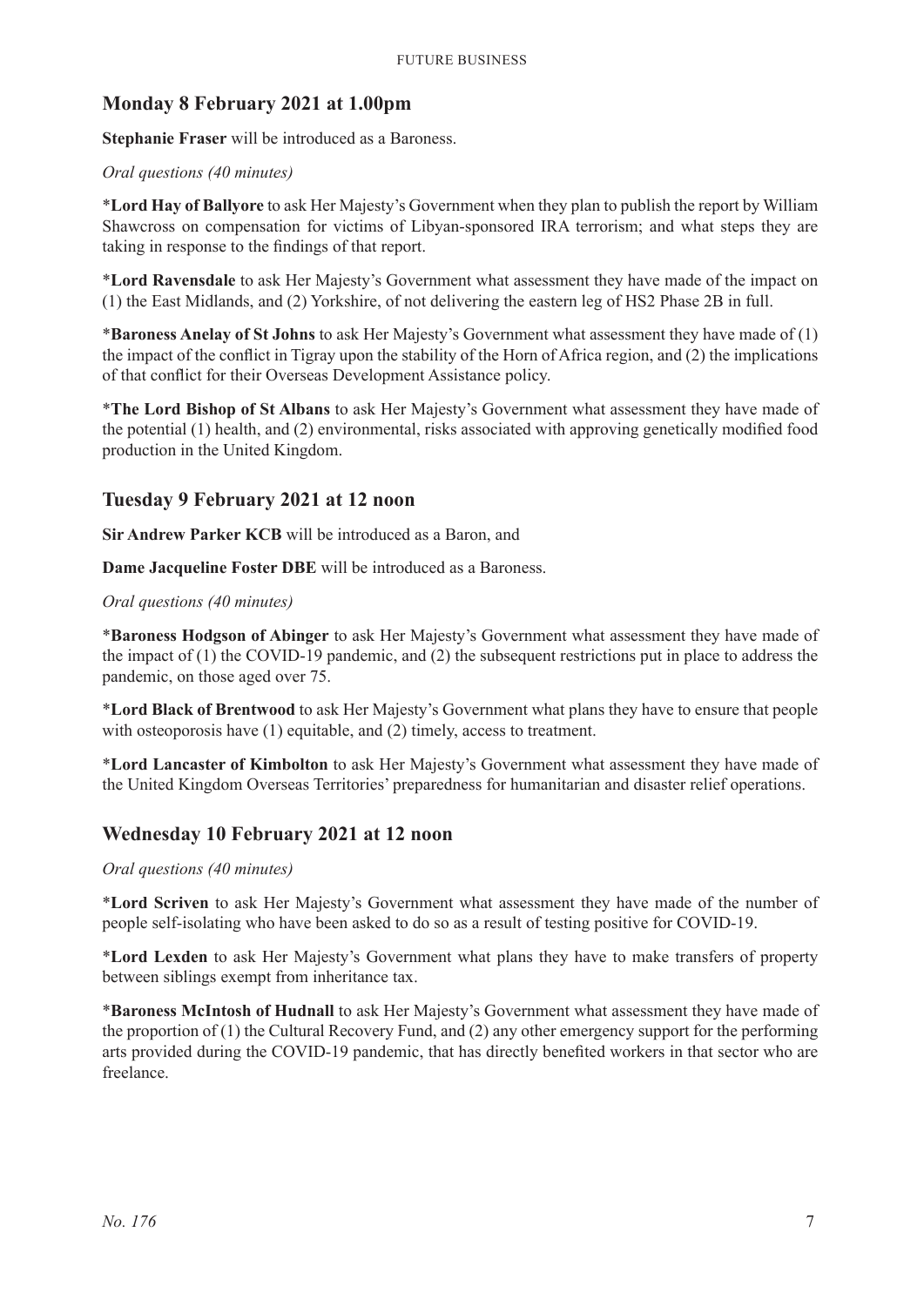## Monday 8 February 2021 at 1.00pm

**Stephanie Fraser** will be introduced as a Baroness.

*Oral questions (40 minutes)*

***Lord Hay of Ballyore** to ask Her Majesty's Government when they plan to publish the report by William Shawcross on compensation for victims of Libyan-sponsored IRA terrorism; and what steps they are taking in response to the findings of that report.

***Lord Ravensdale** to ask Her Majesty's Government what assessment they have made of the impact on (1) the East Midlands, and (2) Yorkshire, of not delivering the eastern leg of HS2 Phase 2B in full.

***Baroness Anelay of St Johns** to ask Her Majesty's Government what assessment they have made of (1) the impact of the conflict in Tigray upon the stability of the Horn of Africa region, and (2) the implications of that conflict for their Overseas Development Assistance policy.

***The Lord Bishop of St Albans** to ask Her Majesty's Government what assessment they have made of the potential (1) health, and (2) environmental, risks associated with approving genetically modified food production in the United Kingdom.

## Tuesday 9 February 2021 at 12 noon

**Sir Andrew Parker KCB** will be introduced as a Baron, and

**Dame Jacqueline Foster DBE** will be introduced as a Baroness.

*Oral questions (40 minutes)*

***Baroness Hodgson of Abinger** to ask Her Majesty's Government what assessment they have made of the impact of (1) the COVID-19 pandemic, and (2) the subsequent restrictions put in place to address the pandemic, on those aged over 75.

***Lord Black of Brentwood** to ask Her Majesty's Government what plans they have to ensure that people with osteoporosis have (1) equitable, and (2) timely, access to treatment.

***Lord Lancaster of Kimbolton** to ask Her Majesty's Government what assessment they have made of the United Kingdom Overseas Territories' preparedness for humanitarian and disaster relief operations.

## Wednesday 10 February 2021 at 12 noon

*Oral questions (40 minutes)*

***Lord Scriven** to ask Her Majesty's Government what assessment they have made of the number of people self-isolating who have been asked to do so as a result of testing positive for COVID-19.

***Lord Lexden** to ask Her Majesty's Government what plans they have to make transfers of property between siblings exempt from inheritance tax.

***Baroness McIntosh of Hudnall** to ask Her Majesty's Government what assessment they have made of the proportion of (1) the Cultural Recovery Fund, and (2) any other emergency support for the performing arts provided during the COVID-19 pandemic, that has directly benefited workers in that sector who are freelance.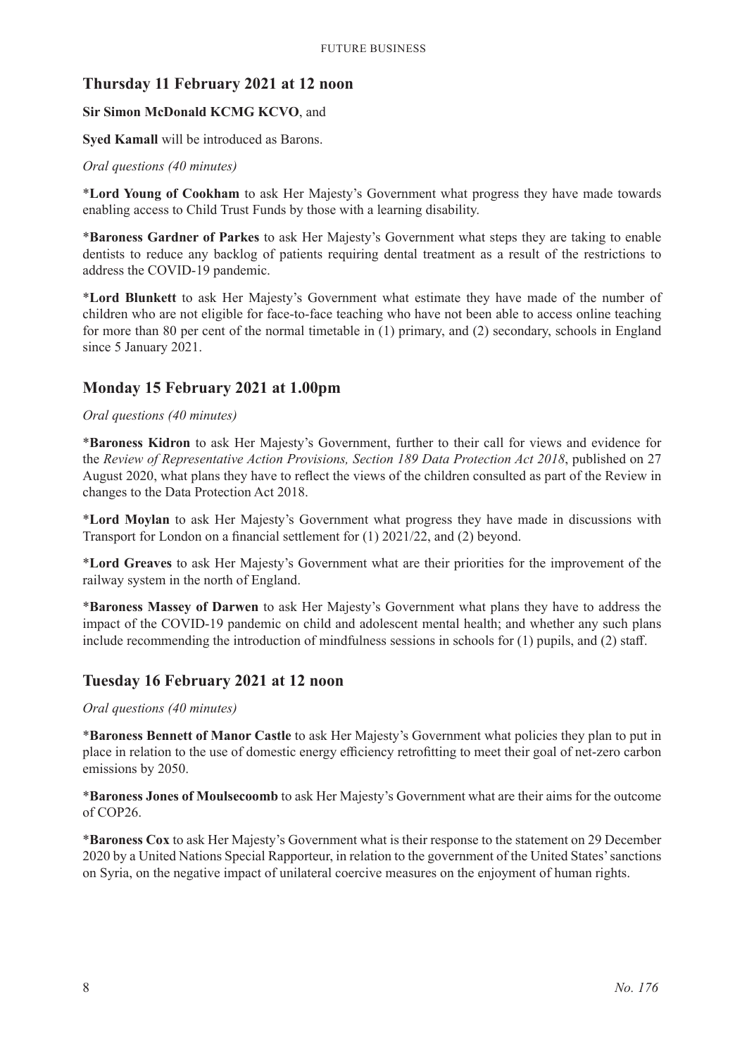## Thursday 11 February 2021 at 12 noon

**Sir Simon McDonald KCMG KCVO**, and

**Syed Kamall** will be introduced as Barons.

*Oral questions (40 minutes)*

***Lord Young of Cookham** to ask Her Majesty's Government what progress they have made towards enabling access to Child Trust Funds by those with a learning disability.

***Baroness Gardner of Parkes** to ask Her Majesty's Government what steps they are taking to enable dentists to reduce any backlog of patients requiring dental treatment as a result of the restrictions to address the COVID-19 pandemic.

***Lord Blunkett** to ask Her Majesty's Government what estimate they have made of the number of children who are not eligible for face-to-face teaching who have not been able to access online teaching for more than 80 per cent of the normal timetable in (1) primary, and (2) secondary, schools in England since 5 January 2021.

## Monday 15 February 2021 at 1.00pm

*Oral questions (40 minutes)*

***Baroness Kidron** to ask Her Majesty's Government, further to their call for views and evidence for the *Review of Representative Action Provisions, Section 189 Data Protection Act 2018*, published on 27 August 2020, what plans they have to reflect the views of the children consulted as part of the Review in changes to the Data Protection Act 2018.

***Lord Moylan** to ask Her Majesty's Government what progress they have made in discussions with Transport for London on a financial settlement for (1) 2021/22, and (2) beyond.

***Lord Greaves** to ask Her Majesty's Government what are their priorities for the improvement of the railway system in the north of England.

***Baroness Massey of Darwen** to ask Her Majesty's Government what plans they have to address the impact of the COVID-19 pandemic on child and adolescent mental health; and whether any such plans include recommending the introduction of mindfulness sessions in schools for (1) pupils, and (2) staff.

## Tuesday 16 February 2021 at 12 noon

*Oral questions (40 minutes)*

***Baroness Bennett of Manor Castle** to ask Her Majesty's Government what policies they plan to put in place in relation to the use of domestic energy efficiency retrofitting to meet their goal of net-zero carbon emissions by 2050.

***Baroness Jones of Moulsecoomb** to ask Her Majesty's Government what are their aims for the outcome of COP26.

***Baroness Cox** to ask Her Majesty's Government what is their response to the statement on 29 December 2020 by a United Nations Special Rapporteur, in relation to the government of the United States' sanctions on Syria, on the negative impact of unilateral coercive measures on the enjoyment of human rights.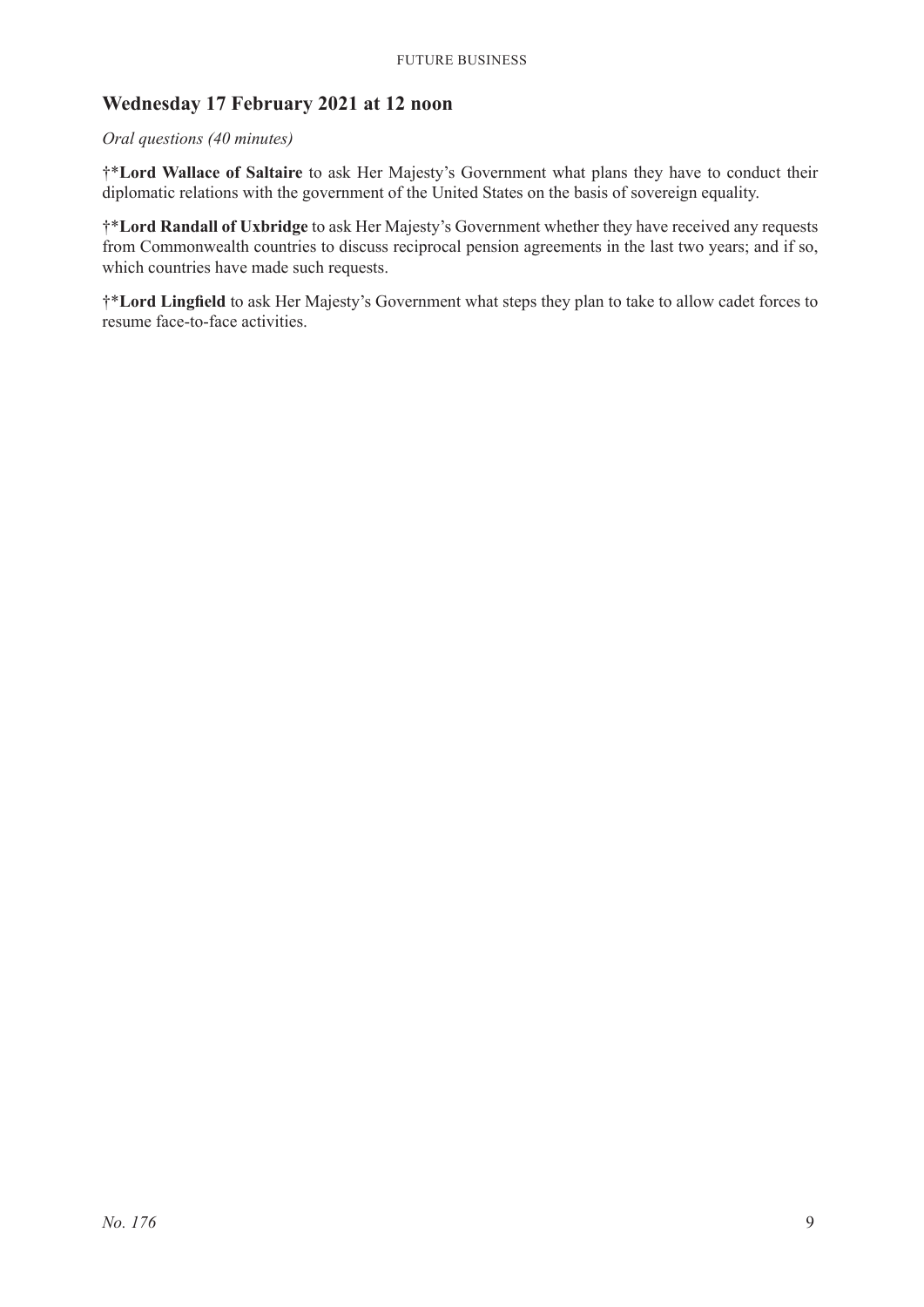## Wednesday 17 February 2021 at 12 noon

*Oral questions (40 minutes)*

†***Lord Wallace of Saltaire** to ask Her Majesty's Government what plans they have to conduct their diplomatic relations with the government of the United States on the basis of sovereign equality.

†***Lord Randall of Uxbridge** to ask Her Majesty's Government whether they have received any requests from Commonwealth countries to discuss reciprocal pension agreements in the last two years; and if so, which countries have made such requests.

†***Lord Lingfield** to ask Her Majesty's Government what steps they plan to take to allow cadet forces to resume face-to-face activities.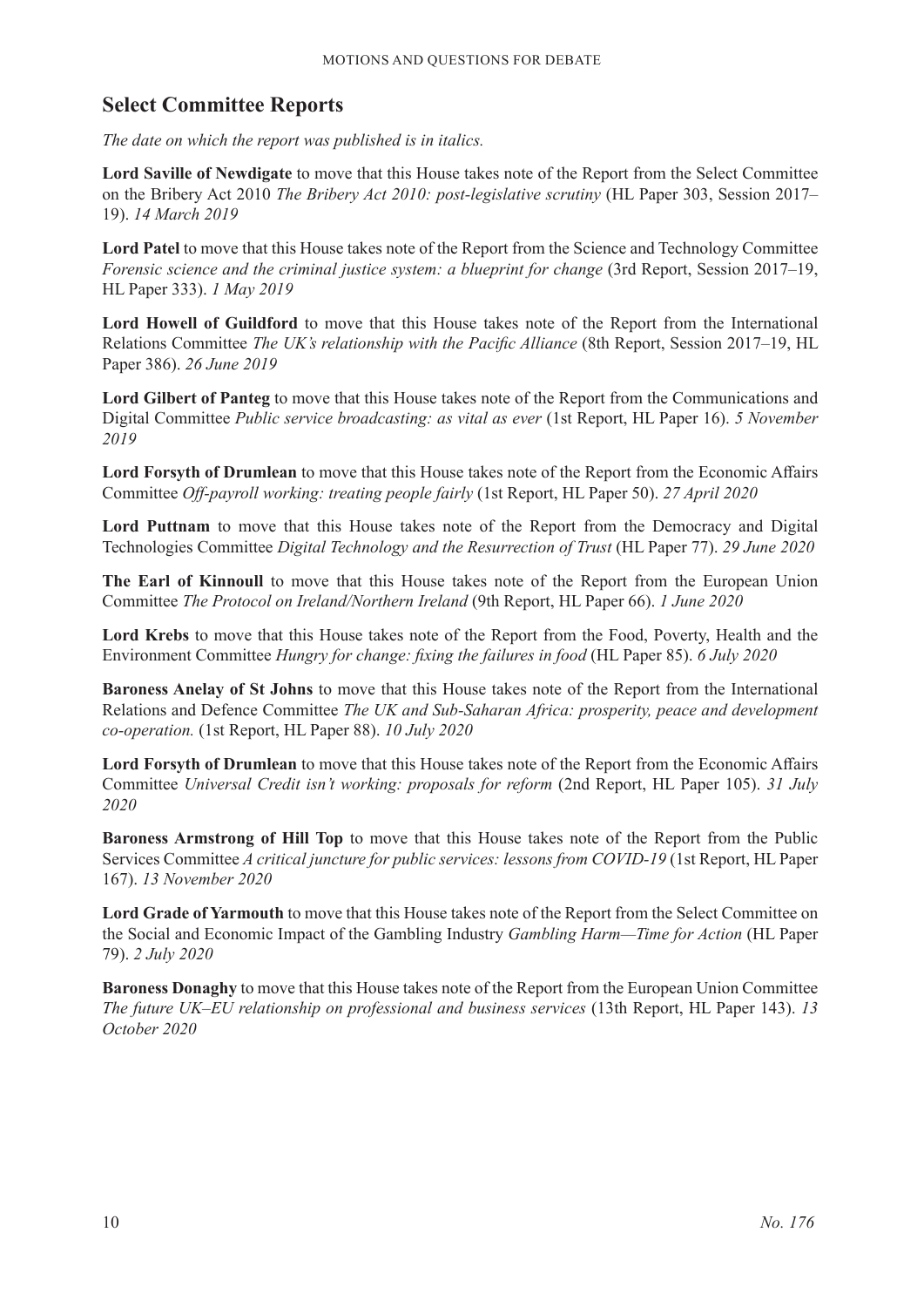## Select Committee Reports

*The date on which the report was published is in italics.*

**Lord Saville of Newdigate** to move that this House takes note of the Report from the Select Committee on the Bribery Act 2010 *The Bribery Act 2010: post-legislative scrutiny* (HL Paper 303, Session 2017–19). *14 March 2019*

**Lord Patel** to move that this House takes note of the Report from the Science and Technology Committee *Forensic science and the criminal justice system: a blueprint for change* (3rd Report, Session 2017–19, HL Paper 333). *1 May 2019*

**Lord Howell of Guildford** to move that this House takes note of the Report from the International Relations Committee *The UK's relationship with the Pacific Alliance* (8th Report, Session 2017–19, HL Paper 386). *26 June 2019*

**Lord Gilbert of Panteg** to move that this House takes note of the Report from the Communications and Digital Committee *Public service broadcasting: as vital as ever* (1st Report, HL Paper 16). *5 November 2019*

**Lord Forsyth of Drumlean** to move that this House takes note of the Report from the Economic Affairs Committee *Off-payroll working: treating people fairly* (1st Report, HL Paper 50). *27 April 2020*

**Lord Puttnam** to move that this House takes note of the Report from the Democracy and Digital Technologies Committee *Digital Technology and the Resurrection of Trust* (HL Paper 77). *29 June 2020*

**The Earl of Kinnoull** to move that this House takes note of the Report from the European Union Committee *The Protocol on Ireland/Northern Ireland* (9th Report, HL Paper 66). *1 June 2020*

**Lord Krebs** to move that this House takes note of the Report from the Food, Poverty, Health and the Environment Committee *Hungry for change: fixing the failures in food* (HL Paper 85). *6 July 2020*

**Baroness Anelay of St Johns** to move that this House takes note of the Report from the International Relations and Defence Committee *The UK and Sub-Saharan Africa: prosperity, peace and development co-operation.* (1st Report, HL Paper 88). *10 July 2020*

**Lord Forsyth of Drumlean** to move that this House takes note of the Report from the Economic Affairs Committee *Universal Credit isn't working: proposals for reform* (2nd Report, HL Paper 105). *31 July 2020*

**Baroness Armstrong of Hill Top** to move that this House takes note of the Report from the Public Services Committee *A critical juncture for public services: lessons from COVID-19* (1st Report, HL Paper 167). *13 November 2020*

**Lord Grade of Yarmouth** to move that this House takes note of the Report from the Select Committee on the Social and Economic Impact of the Gambling Industry *Gambling Harm—Time for Action* (HL Paper 79). *2 July 2020*

**Baroness Donaghy** to move that this House takes note of the Report from the European Union Committee *The future UK–EU relationship on professional and business services* (13th Report, HL Paper 143). *13 October 2020*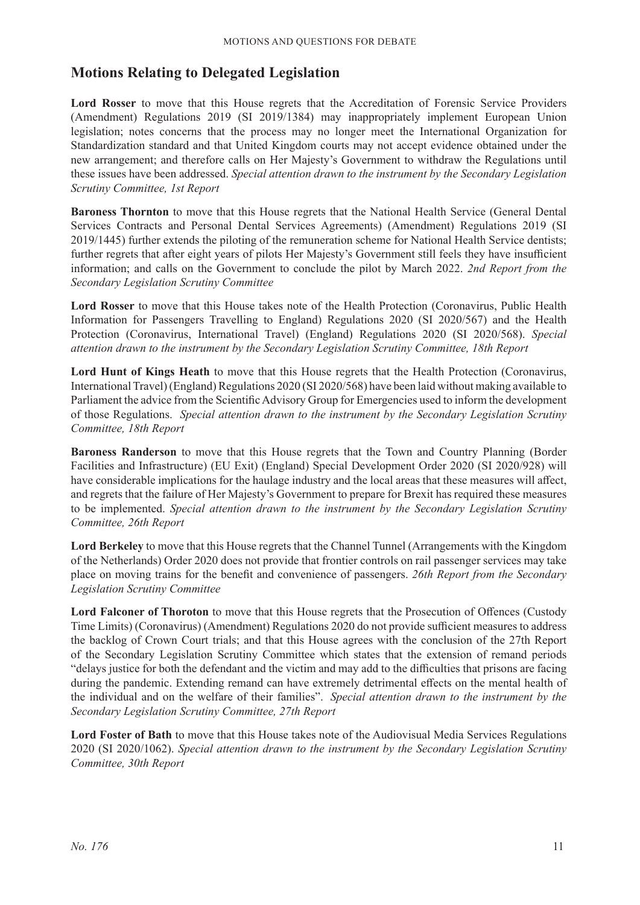## Motions Relating to Delegated Legislation

**Lord Rosser** to move that this House regrets that the Accreditation of Forensic Service Providers (Amendment) Regulations 2019 (SI 2019/1384) may inappropriately implement European Union legislation; notes concerns that the process may no longer meet the International Organization for Standardization standard and that United Kingdom courts may not accept evidence obtained under the new arrangement; and therefore calls on Her Majesty's Government to withdraw the Regulations until these issues have been addressed. *Special attention drawn to the instrument by the Secondary Legislation Scrutiny Committee, 1st Report*

**Baroness Thornton** to move that this House regrets that the National Health Service (General Dental Services Contracts and Personal Dental Services Agreements) (Amendment) Regulations 2019 (SI 2019/1445) further extends the piloting of the remuneration scheme for National Health Service dentists; further regrets that after eight years of pilots Her Majesty's Government still feels they have insufficient information; and calls on the Government to conclude the pilot by March 2022. *2nd Report from the Secondary Legislation Scrutiny Committee*

**Lord Rosser** to move that this House takes note of the Health Protection (Coronavirus, Public Health Information for Passengers Travelling to England) Regulations 2020 (SI 2020/567) and the Health Protection (Coronavirus, International Travel) (England) Regulations 2020 (SI 2020/568). *Special attention drawn to the instrument by the Secondary Legislation Scrutiny Committee, 18th Report*

**Lord Hunt of Kings Heath** to move that this House regrets that the Health Protection (Coronavirus, International Travel) (England) Regulations 2020 (SI 2020/568) have been laid without making available to Parliament the advice from the Scientific Advisory Group for Emergencies used to inform the development of those Regulations. *Special attention drawn to the instrument by the Secondary Legislation Scrutiny Committee, 18th Report*

**Baroness Randerson** to move that this House regrets that the Town and Country Planning (Border Facilities and Infrastructure) (EU Exit) (England) Special Development Order 2020 (SI 2020/928) will have considerable implications for the haulage industry and the local areas that these measures will affect, and regrets that the failure of Her Majesty's Government to prepare for Brexit has required these measures to be implemented. *Special attention drawn to the instrument by the Secondary Legislation Scrutiny Committee, 26th Report*

**Lord Berkeley** to move that this House regrets that the Channel Tunnel (Arrangements with the Kingdom of the Netherlands) Order 2020 does not provide that frontier controls on rail passenger services may take place on moving trains for the benefit and convenience of passengers. *26th Report from the Secondary Legislation Scrutiny Committee*

**Lord Falconer of Thoroton** to move that this House regrets that the Prosecution of Offences (Custody Time Limits) (Coronavirus) (Amendment) Regulations 2020 do not provide sufficient measures to address the backlog of Crown Court trials; and that this House agrees with the conclusion of the 27th Report of the Secondary Legislation Scrutiny Committee which states that the extension of remand periods "delays justice for both the defendant and the victim and may add to the difficulties that prisons are facing during the pandemic. Extending remand can have extremely detrimental effects on the mental health of the individual and on the welfare of their families". *Special attention drawn to the instrument by the Secondary Legislation Scrutiny Committee, 27th Report*

**Lord Foster of Bath** to move that this House takes note of the Audiovisual Media Services Regulations 2020 (SI 2020/1062). *Special attention drawn to the instrument by the Secondary Legislation Scrutiny Committee, 30th Report*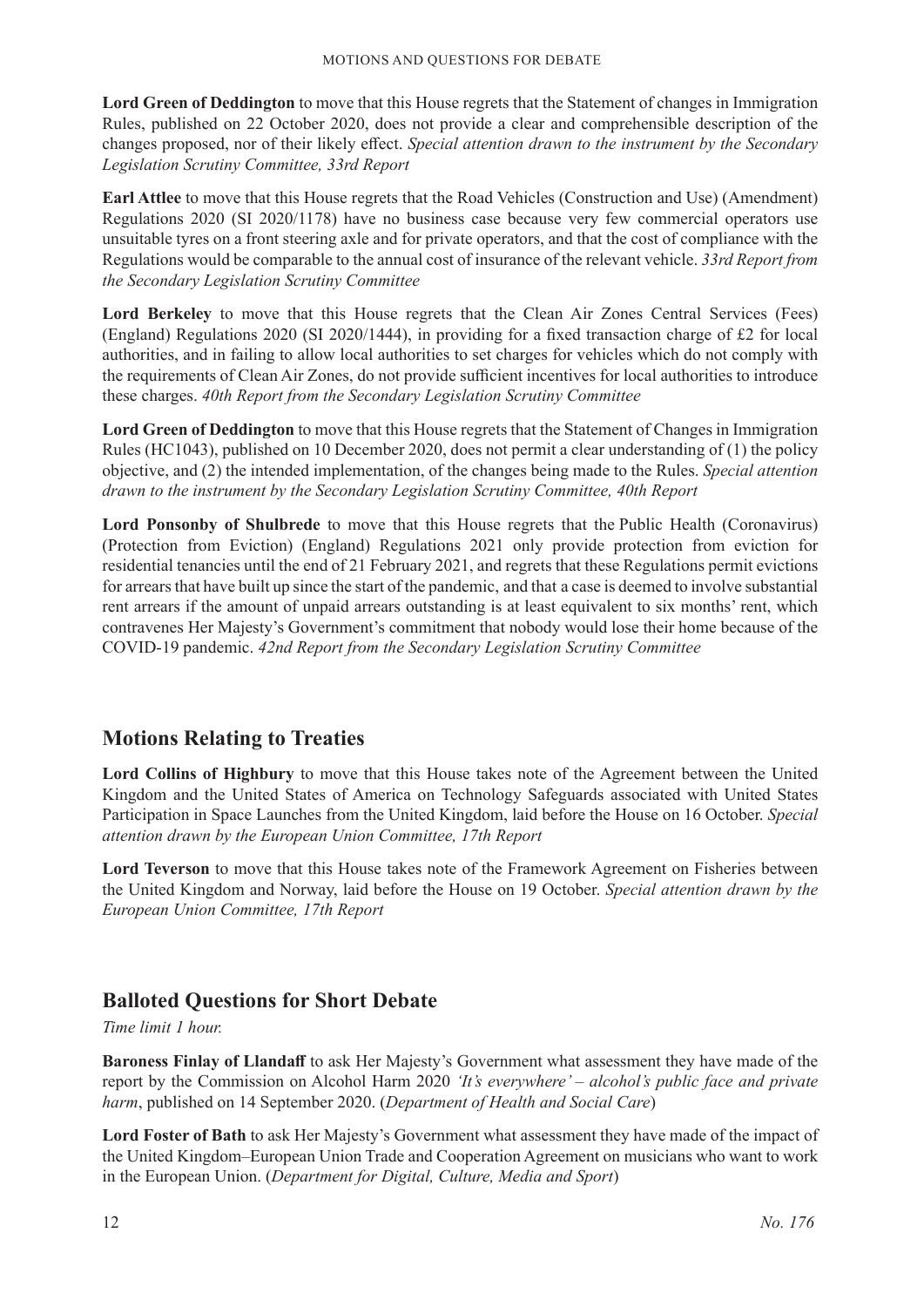**Lord Green of Deddington** to move that this House regrets that the Statement of changes in Immigration Rules, published on 22 October 2020, does not provide a clear and comprehensible description of the changes proposed, nor of their likely effect. *Special attention drawn to the instrument by the Secondary Legislation Scrutiny Committee, 33rd Report*

**Earl Attlee** to move that this House regrets that the Road Vehicles (Construction and Use) (Amendment) Regulations 2020 (SI 2020/1178) have no business case because very few commercial operators use unsuitable tyres on a front steering axle and for private operators, and that the cost of compliance with the Regulations would be comparable to the annual cost of insurance of the relevant vehicle. *33rd Report from the Secondary Legislation Scrutiny Committee*

**Lord Berkeley** to move that this House regrets that the Clean Air Zones Central Services (Fees) (England) Regulations 2020 (SI 2020/1444), in providing for a fixed transaction charge of £2 for local authorities, and in failing to allow local authorities to set charges for vehicles which do not comply with the requirements of Clean Air Zones, do not provide sufficient incentives for local authorities to introduce these charges. *40th Report from the Secondary Legislation Scrutiny Committee*

**Lord Green of Deddington** to move that this House regrets that the Statement of Changes in Immigration Rules (HC1043), published on 10 December 2020, does not permit a clear understanding of (1) the policy objective, and (2) the intended implementation, of the changes being made to the Rules. *Special attention drawn to the instrument by the Secondary Legislation Scrutiny Committee, 40th Report*

**Lord Ponsonby of Shulbrede** to move that this House regrets that the Public Health (Coronavirus) (Protection from Eviction) (England) Regulations 2021 only provide protection from eviction for residential tenancies until the end of 21 February 2021, and regrets that these Regulations permit evictions for arrears that have built up since the start of the pandemic, and that a case is deemed to involve substantial rent arrears if the amount of unpaid arrears outstanding is at least equivalent to six months' rent, which contravenes Her Majesty's Government's commitment that nobody would lose their home because of the COVID-19 pandemic. *42nd Report from the Secondary Legislation Scrutiny Committee*

## Motions Relating to Treaties

**Lord Collins of Highbury** to move that this House takes note of the Agreement between the United Kingdom and the United States of America on Technology Safeguards associated with United States Participation in Space Launches from the United Kingdom, laid before the House on 16 October. *Special attention drawn by the European Union Committee, 17th Report*

**Lord Teverson** to move that this House takes note of the Framework Agreement on Fisheries between the United Kingdom and Norway, laid before the House on 19 October. *Special attention drawn by the European Union Committee, 17th Report*

## Balloted Questions for Short Debate

*Time limit 1 hour.*

**Baroness Finlay of Llandaff** to ask Her Majesty's Government what assessment they have made of the report by the Commission on Alcohol Harm 2020 *'It's everywhere' – alcohol's public face and private harm*, published on 14 September 2020. (*Department of Health and Social Care*)

**Lord Foster of Bath** to ask Her Majesty's Government what assessment they have made of the impact of the United Kingdom–European Union Trade and Cooperation Agreement on musicians who want to work in the European Union. (*Department for Digital, Culture, Media and Sport*)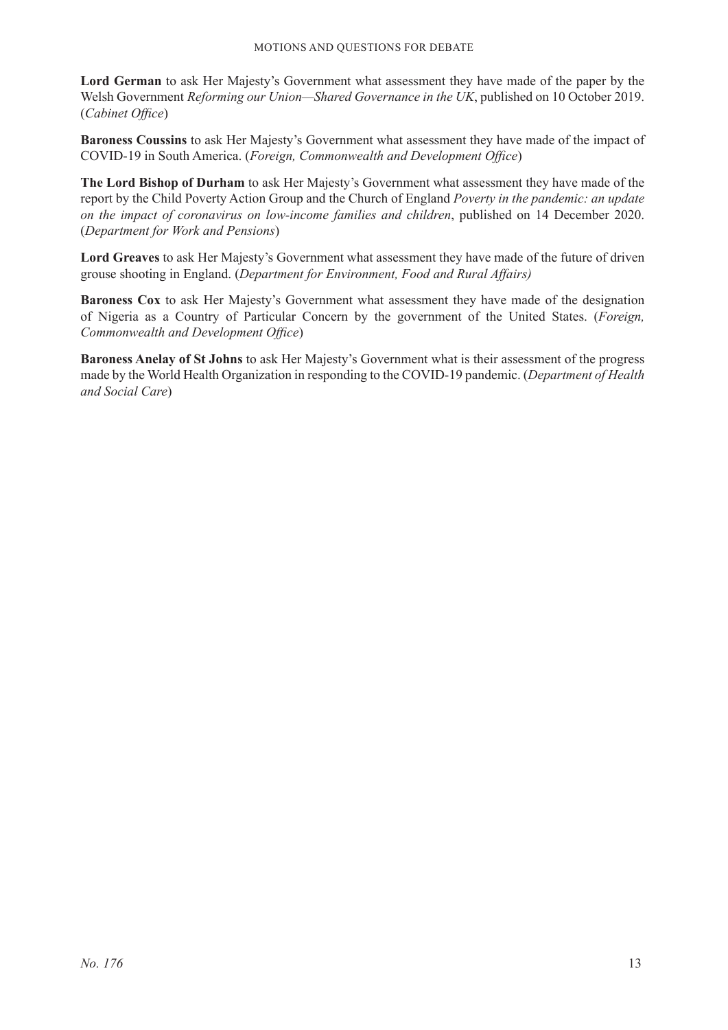**Lord German** to ask Her Majesty's Government what assessment they have made of the paper by the Welsh Government *Reforming our Union—Shared Governance in the UK*, published on 10 October 2019. (*Cabinet Office*)

**Baroness Coussins** to ask Her Majesty's Government what assessment they have made of the impact of COVID-19 in South America. (*Foreign, Commonwealth and Development Office*)

**The Lord Bishop of Durham** to ask Her Majesty's Government what assessment they have made of the report by the Child Poverty Action Group and the Church of England *Poverty in the pandemic: an update on the impact of coronavirus on low-income families and children*, published on 14 December 2020. (*Department for Work and Pensions*)

**Lord Greaves** to ask Her Majesty's Government what assessment they have made of the future of driven grouse shooting in England. (*Department for Environment, Food and Rural Affairs)*

**Baroness Cox** to ask Her Majesty's Government what assessment they have made of the designation of Nigeria as a Country of Particular Concern by the government of the United States. (*Foreign, Commonwealth and Development Office*)

**Baroness Anelay of St Johns** to ask Her Majesty's Government what is their assessment of the progress made by the World Health Organization in responding to the COVID-19 pandemic. (*Department of Health and Social Care*)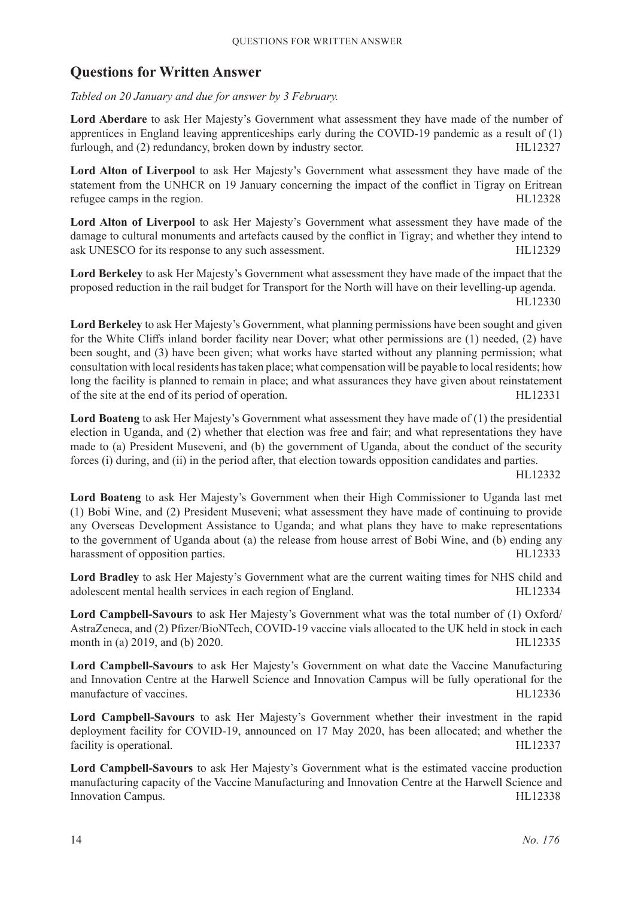## Questions for Written Answer

*Tabled on 20 January and due for answer by 3 February.*

**Lord Aberdare** to ask Her Majesty's Government what assessment they have made of the number of apprentices in England leaving apprenticeships early during the COVID-19 pandemic as a result of (1) furlough, and (2) redundancy, broken down by industry sector. HL12327

**Lord Alton of Liverpool** to ask Her Majesty's Government what assessment they have made of the statement from the UNHCR on 19 January concerning the impact of the conflict in Tigray on Eritrean refugee camps in the region. HL12328

**Lord Alton of Liverpool** to ask Her Majesty's Government what assessment they have made of the damage to cultural monuments and artefacts caused by the conflict in Tigray; and whether they intend to ask UNESCO for its response to any such assessment. HL12329

**Lord Berkeley** to ask Her Majesty's Government what assessment they have made of the impact that the proposed reduction in the rail budget for Transport for the North will have on their levelling-up agenda. HL12330

**Lord Berkeley** to ask Her Majesty's Government, what planning permissions have been sought and given for the White Cliffs inland border facility near Dover; what other permissions are (1) needed, (2) have been sought, and (3) have been given; what works have started without any planning permission; what consultation with local residents has taken place; what compensation will be payable to local residents; how long the facility is planned to remain in place; and what assurances they have given about reinstatement of the site at the end of its period of operation. HL12331

**Lord Boateng** to ask Her Majesty's Government what assessment they have made of (1) the presidential election in Uganda, and (2) whether that election was free and fair; and what representations they have made to (a) President Museveni, and (b) the government of Uganda, about the conduct of the security forces (i) during, and (ii) in the period after, that election towards opposition candidates and parties. HL12332

**Lord Boateng** to ask Her Majesty's Government when their High Commissioner to Uganda last met (1) Bobi Wine, and (2) President Museveni; what assessment they have made of continuing to provide any Overseas Development Assistance to Uganda; and what plans they have to make representations to the government of Uganda about (a) the release from house arrest of Bobi Wine, and (b) ending any harassment of opposition parties. HL12333

**Lord Bradley** to ask Her Majesty's Government what are the current waiting times for NHS child and adolescent mental health services in each region of England. HL12334

**Lord Campbell-Savours** to ask Her Majesty's Government what was the total number of (1) Oxford/AstraZeneca, and (2) Pfizer/BioNTech, COVID-19 vaccine vials allocated to the UK held in stock in each month in (a) 2019, and (b) 2020. HL12335

**Lord Campbell-Savours** to ask Her Majesty's Government on what date the Vaccine Manufacturing and Innovation Centre at the Harwell Science and Innovation Campus will be fully operational for the manufacture of vaccines. HL12336

**Lord Campbell-Savours** to ask Her Majesty's Government whether their investment in the rapid deployment facility for COVID-19, announced on 17 May 2020, has been allocated; and whether the facility is operational. HL12337

**Lord Campbell-Savours** to ask Her Majesty's Government what is the estimated vaccine production manufacturing capacity of the Vaccine Manufacturing and Innovation Centre at the Harwell Science and Innovation Campus. HL12338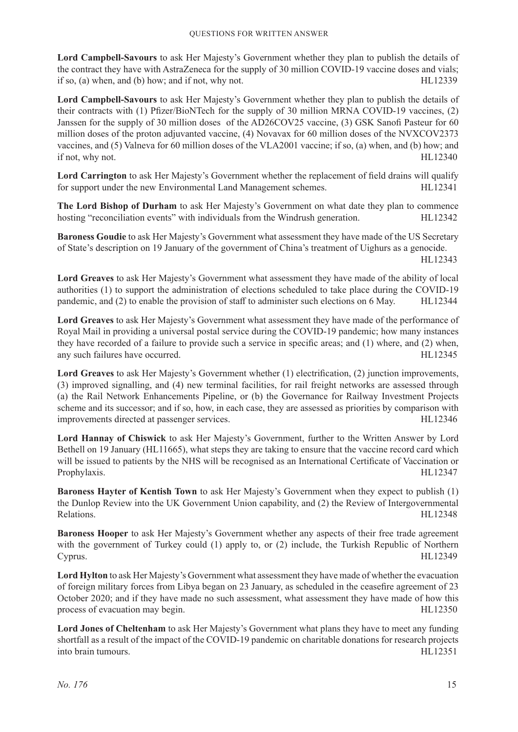**Lord Campbell-Savours** to ask Her Majesty's Government whether they plan to publish the details of the contract they have with AstraZeneca for the supply of 30 million COVID-19 vaccine doses and vials; if so, (a) when, and (b) how; and if not, why not. HL12339

**Lord Campbell-Savours** to ask Her Majesty's Government whether they plan to publish the details of their contracts with (1) Pfizer/BioNTech for the supply of 30 million MRNA COVID-19 vaccines, (2) Janssen for the supply of 30 million doses of the AD26COV25 vaccine, (3) GSK Sanofi Pasteur for 60 million doses of the proton adjuvanted vaccine, (4) Novavax for 60 million doses of the NVXCOV2373 vaccines, and (5) Valneva for 60 million doses of the VLA2001 vaccine; if so, (a) when, and (b) how; and if not, why not. HL12340

**Lord Carrington** to ask Her Majesty's Government whether the replacement of field drains will qualify for support under the new Environmental Land Management schemes. HL12341

**The Lord Bishop of Durham** to ask Her Majesty's Government on what date they plan to commence hosting "reconciliation events" with individuals from the Windrush generation. HL12342

**Baroness Goudie** to ask Her Majesty's Government what assessment they have made of the US Secretary of State's description on 19 January of the government of China's treatment of Uighurs as a genocide. HL12343

**Lord Greaves** to ask Her Majesty's Government what assessment they have made of the ability of local authorities (1) to support the administration of elections scheduled to take place during the COVID-19 pandemic, and (2) to enable the provision of staff to administer such elections on 6 May. HL12344

**Lord Greaves** to ask Her Majesty's Government what assessment they have made of the performance of Royal Mail in providing a universal postal service during the COVID-19 pandemic; how many instances they have recorded of a failure to provide such a service in specific areas; and (1) where, and (2) when, any such failures have occurred. HL12345

**Lord Greaves** to ask Her Majesty's Government whether (1) electrification, (2) junction improvements, (3) improved signalling, and (4) new terminal facilities, for rail freight networks are assessed through (a) the Rail Network Enhancements Pipeline, or (b) the Governance for Railway Investment Projects scheme and its successor; and if so, how, in each case, they are assessed as priorities by comparison with improvements directed at passenger services. HL12346

**Lord Hannay of Chiswick** to ask Her Majesty's Government, further to the Written Answer by Lord Bethell on 19 January (HL11665), what steps they are taking to ensure that the vaccine record card which will be issued to patients by the NHS will be recognised as an International Certificate of Vaccination or Prophylaxis. HL12347

**Baroness Hayter of Kentish Town** to ask Her Majesty's Government when they expect to publish (1) the Dunlop Review into the UK Government Union capability, and (2) the Review of Intergovernmental Relations. HL12348

**Baroness Hooper** to ask Her Majesty's Government whether any aspects of their free trade agreement with the government of Turkey could (1) apply to, or (2) include, the Turkish Republic of Northern Cyprus. HL12349

**Lord Hylton** to ask Her Majesty's Government what assessment they have made of whether the evacuation of foreign military forces from Libya began on 23 January, as scheduled in the ceasefire agreement of 23 October 2020; and if they have made no such assessment, what assessment they have made of how this process of evacuation may begin. HL12350

**Lord Jones of Cheltenham** to ask Her Majesty's Government what plans they have to meet any funding shortfall as a result of the impact of the COVID-19 pandemic on charitable donations for research projects into brain tumours. HL12351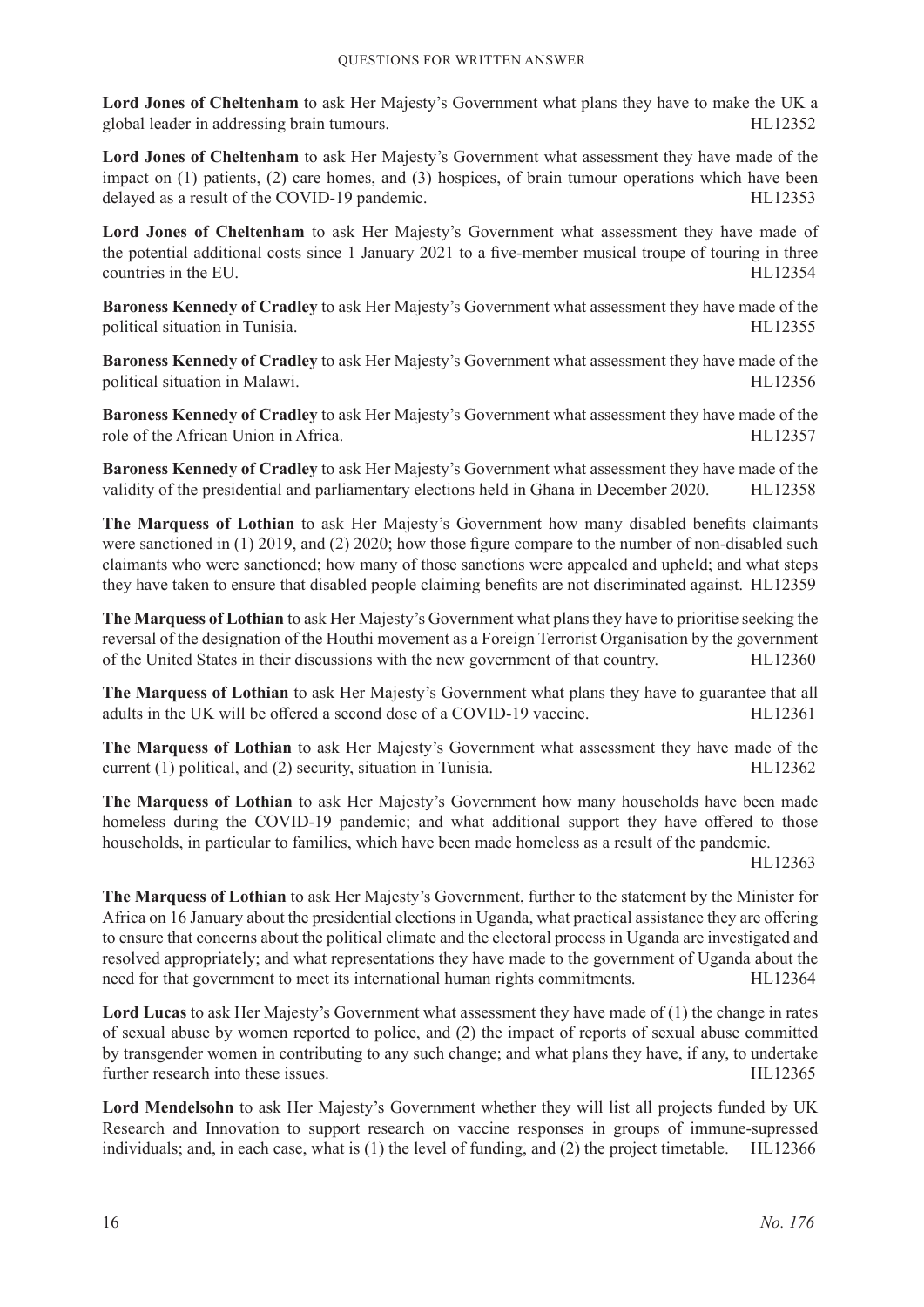**Lord Jones of Cheltenham** to ask Her Majesty's Government what plans they have to make the UK a global leader in addressing brain tumours. HL12352

**Lord Jones of Cheltenham** to ask Her Majesty's Government what assessment they have made of the impact on (1) patients, (2) care homes, and (3) hospices, of brain tumour operations which have been delayed as a result of the COVID-19 pandemic. HL12353

**Lord Jones of Cheltenham** to ask Her Majesty's Government what assessment they have made of the potential additional costs since 1 January 2021 to a five-member musical troupe of touring in three countries in the EU. HL12354

**Baroness Kennedy of Cradley** to ask Her Majesty's Government what assessment they have made of the political situation in Tunisia. HL12355

**Baroness Kennedy of Cradley** to ask Her Majesty's Government what assessment they have made of the political situation in Malawi. HL12356

**Baroness Kennedy of Cradley** to ask Her Majesty's Government what assessment they have made of the role of the African Union in Africa. HL12357

**Baroness Kennedy of Cradley** to ask Her Majesty's Government what assessment they have made of the validity of the presidential and parliamentary elections held in Ghana in December 2020. HL12358

**The Marquess of Lothian** to ask Her Majesty's Government how many disabled benefits claimants were sanctioned in (1) 2019, and (2) 2020; how those figure compare to the number of non-disabled such claimants who were sanctioned; how many of those sanctions were appealed and upheld; and what steps they have taken to ensure that disabled people claiming benefits are not discriminated against. HL12359

**The Marquess of Lothian** to ask Her Majesty's Government what plans they have to prioritise seeking the reversal of the designation of the Houthi movement as a Foreign Terrorist Organisation by the government of the United States in their discussions with the new government of that country. HL12360

**The Marquess of Lothian** to ask Her Majesty's Government what plans they have to guarantee that all adults in the UK will be offered a second dose of a COVID-19 vaccine. HL12361

**The Marquess of Lothian** to ask Her Majesty's Government what assessment they have made of the current (1) political, and (2) security, situation in Tunisia. HL12362

**The Marquess of Lothian** to ask Her Majesty's Government how many households have been made homeless during the COVID-19 pandemic; and what additional support they have offered to those households, in particular to families, which have been made homeless as a result of the pandemic. HL12363

**The Marquess of Lothian** to ask Her Majesty's Government, further to the statement by the Minister for Africa on 16 January about the presidential elections in Uganda, what practical assistance they are offering to ensure that concerns about the political climate and the electoral process in Uganda are investigated and resolved appropriately; and what representations they have made to the government of Uganda about the need for that government to meet its international human rights commitments. HL12364

**Lord Lucas** to ask Her Majesty's Government what assessment they have made of (1) the change in rates of sexual abuse by women reported to police, and (2) the impact of reports of sexual abuse committed by transgender women in contributing to any such change; and what plans they have, if any, to undertake further research into these issues. HL12365

**Lord Mendelsohn** to ask Her Majesty's Government whether they will list all projects funded by UK Research and Innovation to support research on vaccine responses in groups of immune-supressed individuals; and, in each case, what is (1) the level of funding, and (2) the project timetable. HL12366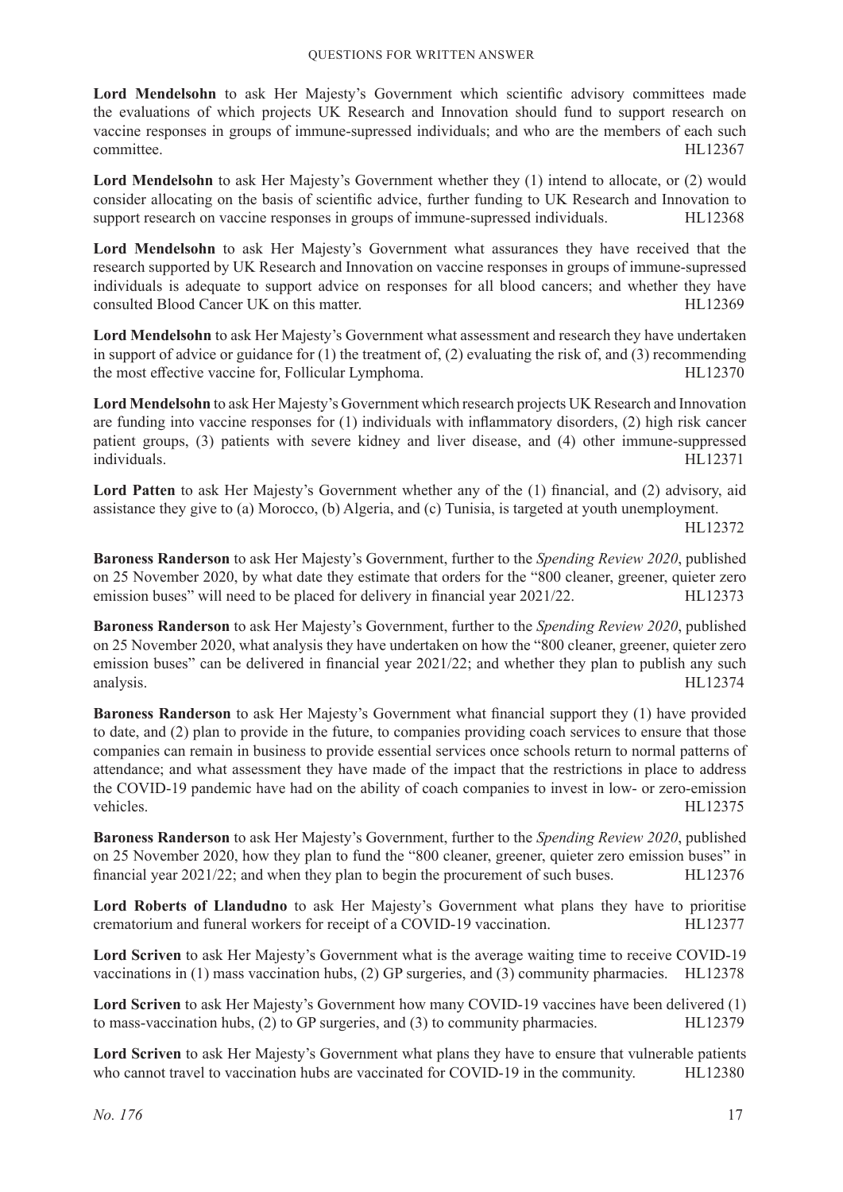**Lord Mendelsohn** to ask Her Majesty's Government which scientific advisory committees made the evaluations of which projects UK Research and Innovation should fund to support research on vaccine responses in groups of immune-supressed individuals; and who are the members of each such committee. HL12367

**Lord Mendelsohn** to ask Her Majesty's Government whether they (1) intend to allocate, or (2) would consider allocating on the basis of scientific advice, further funding to UK Research and Innovation to support research on vaccine responses in groups of immune-supressed individuals. HL12368

**Lord Mendelsohn** to ask Her Majesty's Government what assurances they have received that the research supported by UK Research and Innovation on vaccine responses in groups of immune-supressed individuals is adequate to support advice on responses for all blood cancers; and whether they have consulted Blood Cancer UK on this matter. HL12369

**Lord Mendelsohn** to ask Her Majesty's Government what assessment and research they have undertaken in support of advice or guidance for (1) the treatment of, (2) evaluating the risk of, and (3) recommending the most effective vaccine for, Follicular Lymphoma. HL12370

**Lord Mendelsohn** to ask Her Majesty's Government which research projects UK Research and Innovation are funding into vaccine responses for (1) individuals with inflammatory disorders, (2) high risk cancer patient groups, (3) patients with severe kidney and liver disease, and (4) other immune-suppressed individuals. HL12371

**Lord Patten** to ask Her Majesty's Government whether any of the (1) financial, and (2) advisory, aid assistance they give to (a) Morocco, (b) Algeria, and (c) Tunisia, is targeted at youth unemployment. HL12372

**Baroness Randerson** to ask Her Majesty's Government, further to the *Spending Review 2020*, published on 25 November 2020, by what date they estimate that orders for the "800 cleaner, greener, quieter zero emission buses" will need to be placed for delivery in financial year 2021/22. HL12373

**Baroness Randerson** to ask Her Majesty's Government, further to the *Spending Review 2020*, published on 25 November 2020, what analysis they have undertaken on how the "800 cleaner, greener, quieter zero emission buses" can be delivered in financial year 2021/22; and whether they plan to publish any such analysis. HL12374

**Baroness Randerson** to ask Her Majesty's Government what financial support they (1) have provided to date, and (2) plan to provide in the future, to companies providing coach services to ensure that those companies can remain in business to provide essential services once schools return to normal patterns of attendance; and what assessment they have made of the impact that the restrictions in place to address the COVID-19 pandemic have had on the ability of coach companies to invest in low- or zero-emission vehicles. HL12375

**Baroness Randerson** to ask Her Majesty's Government, further to the *Spending Review 2020*, published on 25 November 2020, how they plan to fund the "800 cleaner, greener, quieter zero emission buses" in financial year 2021/22; and when they plan to begin the procurement of such buses. HL12376

**Lord Roberts of Llandudno** to ask Her Majesty's Government what plans they have to prioritise crematorium and funeral workers for receipt of a COVID-19 vaccination. HL12377

**Lord Scriven** to ask Her Majesty's Government what is the average waiting time to receive COVID-19 vaccinations in (1) mass vaccination hubs, (2) GP surgeries, and (3) community pharmacies. HL12378

**Lord Scriven** to ask Her Majesty's Government how many COVID-19 vaccines have been delivered (1) to mass-vaccination hubs, (2) to GP surgeries, and (3) to community pharmacies. HL12379

**Lord Scriven** to ask Her Majesty's Government what plans they have to ensure that vulnerable patients who cannot travel to vaccination hubs are vaccinated for COVID-19 in the community. HL12380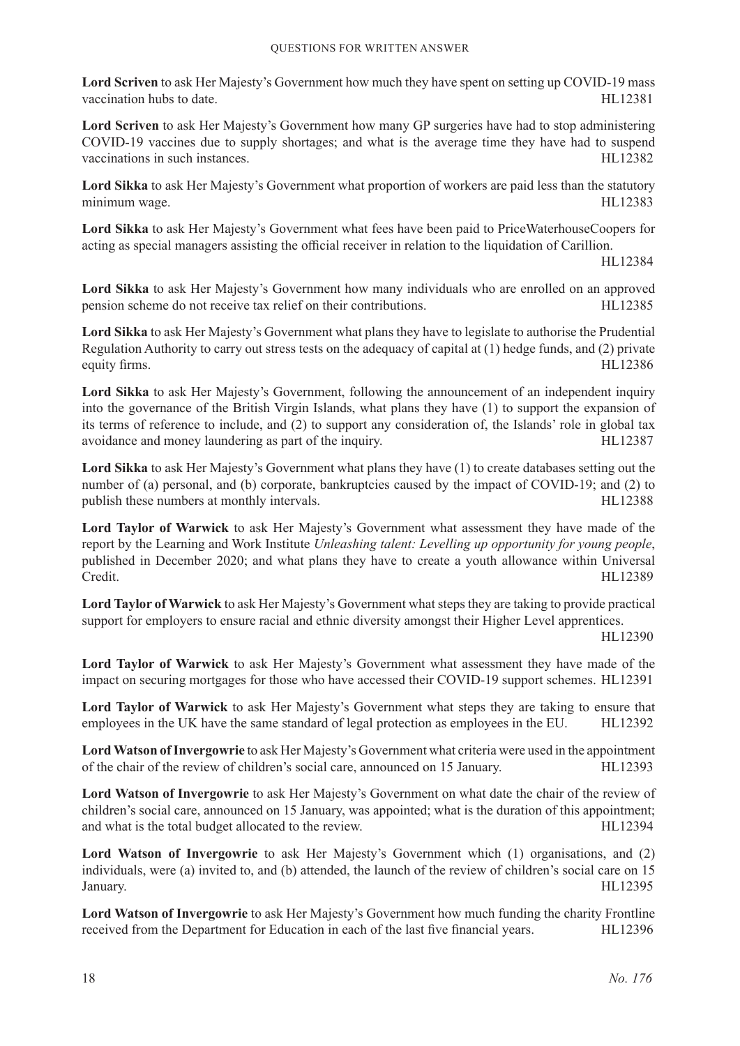**Lord Scriven** to ask Her Majesty's Government how much they have spent on setting up COVID-19 mass vaccination hubs to date. HL12381

**Lord Scriven** to ask Her Majesty's Government how many GP surgeries have had to stop administering COVID-19 vaccines due to supply shortages; and what is the average time they have had to suspend vaccinations in such instances. HL12382

**Lord Sikka** to ask Her Majesty's Government what proportion of workers are paid less than the statutory minimum wage. HL12383

**Lord Sikka** to ask Her Majesty's Government what fees have been paid to PriceWaterhouseCoopers for acting as special managers assisting the official receiver in relation to the liquidation of Carillion. HL12384

**Lord Sikka** to ask Her Majesty's Government how many individuals who are enrolled on an approved pension scheme do not receive tax relief on their contributions. HL12385

**Lord Sikka** to ask Her Majesty's Government what plans they have to legislate to authorise the Prudential Regulation Authority to carry out stress tests on the adequacy of capital at (1) hedge funds, and (2) private equity firms. HL12386

**Lord Sikka** to ask Her Majesty's Government, following the announcement of an independent inquiry into the governance of the British Virgin Islands, what plans they have (1) to support the expansion of its terms of reference to include, and (2) to support any consideration of, the Islands' role in global tax avoidance and money laundering as part of the inquiry. HL12387

**Lord Sikka** to ask Her Majesty's Government what plans they have (1) to create databases setting out the number of (a) personal, and (b) corporate, bankruptcies caused by the impact of COVID-19; and (2) to publish these numbers at monthly intervals. HL12388

**Lord Taylor of Warwick** to ask Her Majesty's Government what assessment they have made of the report by the Learning and Work Institute *Unleashing talent: Levelling up opportunity for young people*, published in December 2020; and what plans they have to create a youth allowance within Universal Credit. HL12389

**Lord Taylor of Warwick** to ask Her Majesty's Government what steps they are taking to provide practical support for employers to ensure racial and ethnic diversity amongst their Higher Level apprentices. HL12390

**Lord Taylor of Warwick** to ask Her Majesty's Government what assessment they have made of the impact on securing mortgages for those who have accessed their COVID-19 support schemes. HL12391

**Lord Taylor of Warwick** to ask Her Majesty's Government what steps they are taking to ensure that employees in the UK have the same standard of legal protection as employees in the EU. HL12392

**Lord Watson of Invergowrie** to ask Her Majesty's Government what criteria were used in the appointment of the chair of the review of children's social care, announced on 15 January. HL12393

**Lord Watson of Invergowrie** to ask Her Majesty's Government on what date the chair of the review of children's social care, announced on 15 January, was appointed; what is the duration of this appointment; and what is the total budget allocated to the review. HL12394

**Lord Watson of Invergowrie** to ask Her Majesty's Government which (1) organisations, and (2) individuals, were (a) invited to, and (b) attended, the launch of the review of children's social care on 15 January. HL12395

**Lord Watson of Invergowrie** to ask Her Majesty's Government how much funding the charity Frontline received from the Department for Education in each of the last five financial years. HL12396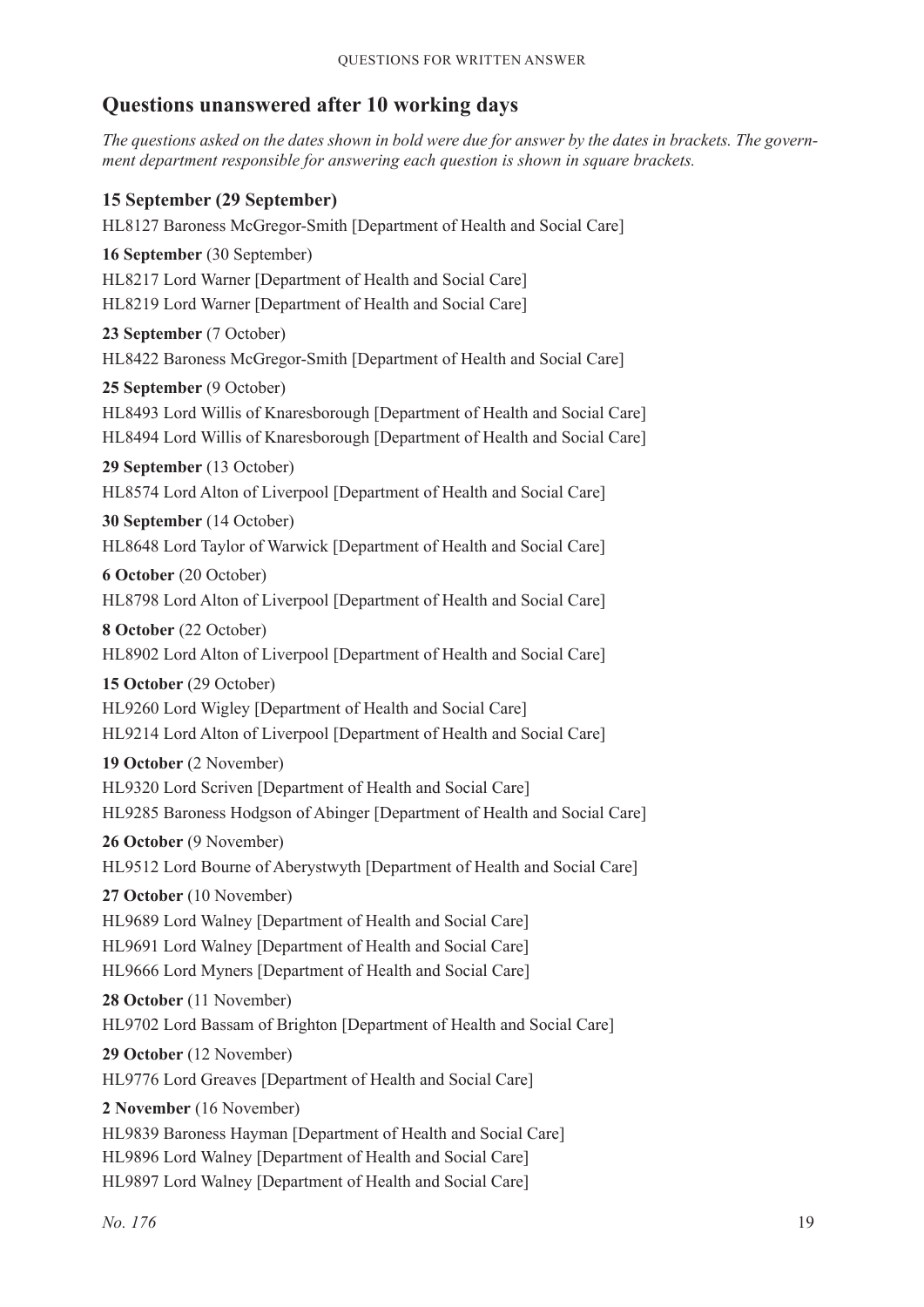## Questions unanswered after 10 working days

*The questions asked on the dates shown in bold were due for answer by the dates in brackets. The government department responsible for answering each question is shown in square brackets.*

**15 September (29 September)**

HL8127 Baroness McGregor-Smith [Department of Health and Social Care]

**16 September** (30 September)

HL8217 Lord Warner [Department of Health and Social Care]

HL8219 Lord Warner [Department of Health and Social Care]

**23 September** (7 October)

HL8422 Baroness McGregor-Smith [Department of Health and Social Care]

**25 September** (9 October)

HL8493 Lord Willis of Knaresborough [Department of Health and Social Care]

HL8494 Lord Willis of Knaresborough [Department of Health and Social Care]

**29 September** (13 October)

HL8574 Lord Alton of Liverpool [Department of Health and Social Care]

**30 September** (14 October)

HL8648 Lord Taylor of Warwick [Department of Health and Social Care]

**6 October** (20 October)

HL8798 Lord Alton of Liverpool [Department of Health and Social Care]

**8 October** (22 October)

HL8902 Lord Alton of Liverpool [Department of Health and Social Care]

**15 October** (29 October)

HL9260 Lord Wigley [Department of Health and Social Care]

HL9214 Lord Alton of Liverpool [Department of Health and Social Care]

**19 October** (2 November)

HL9320 Lord Scriven [Department of Health and Social Care]

HL9285 Baroness Hodgson of Abinger [Department of Health and Social Care]

**26 October** (9 November)

HL9512 Lord Bourne of Aberystwyth [Department of Health and Social Care]

**27 October** (10 November)

HL9689 Lord Walney [Department of Health and Social Care]

HL9691 Lord Walney [Department of Health and Social Care]

HL9666 Lord Myners [Department of Health and Social Care]

**28 October** (11 November)

HL9702 Lord Bassam of Brighton [Department of Health and Social Care]

**29 October** (12 November)

HL9776 Lord Greaves [Department of Health and Social Care]

**2 November** (16 November)

HL9839 Baroness Hayman [Department of Health and Social Care]

HL9896 Lord Walney [Department of Health and Social Care]

HL9897 Lord Walney [Department of Health and Social Care]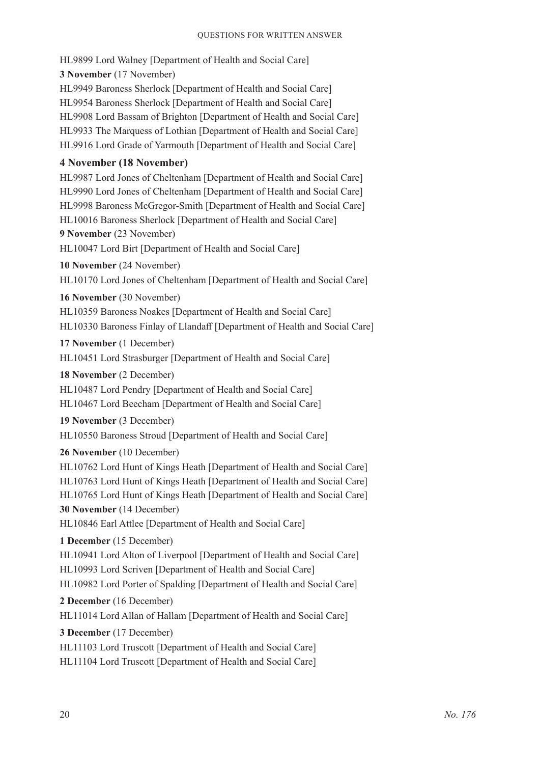HL9899 Lord Walney [Department of Health and Social Care]

**3 November** (17 November)

HL9949 Baroness Sherlock [Department of Health and Social Care]

HL9954 Baroness Sherlock [Department of Health and Social Care]

HL9908 Lord Bassam of Brighton [Department of Health and Social Care]

HL9933 The Marquess of Lothian [Department of Health and Social Care]

HL9916 Lord Grade of Yarmouth [Department of Health and Social Care]

**4 November (18 November)**

HL9987 Lord Jones of Cheltenham [Department of Health and Social Care]

HL9990 Lord Jones of Cheltenham [Department of Health and Social Care]

HL9998 Baroness McGregor-Smith [Department of Health and Social Care]

HL10016 Baroness Sherlock [Department of Health and Social Care]

**9 November** (23 November)

HL10047 Lord Birt [Department of Health and Social Care]

**10 November** (24 November)

HL10170 Lord Jones of Cheltenham [Department of Health and Social Care]

**16 November** (30 November)

HL10359 Baroness Noakes [Department of Health and Social Care]

HL10330 Baroness Finlay of Llandaff [Department of Health and Social Care]

**17 November** (1 December)

HL10451 Lord Strasburger [Department of Health and Social Care]

**18 November** (2 December)

HL10487 Lord Pendry [Department of Health and Social Care]

HL10467 Lord Beecham [Department of Health and Social Care]

**19 November** (3 December)

HL10550 Baroness Stroud [Department of Health and Social Care]

**26 November** (10 December)

HL10762 Lord Hunt of Kings Heath [Department of Health and Social Care]

HL10763 Lord Hunt of Kings Heath [Department of Health and Social Care]

HL10765 Lord Hunt of Kings Heath [Department of Health and Social Care]

**30 November** (14 December)

HL10846 Earl Attlee [Department of Health and Social Care]

**1 December** (15 December)

HL10941 Lord Alton of Liverpool [Department of Health and Social Care]

HL10993 Lord Scriven [Department of Health and Social Care]

HL10982 Lord Porter of Spalding [Department of Health and Social Care]

**2 December** (16 December)

HL11014 Lord Allan of Hallam [Department of Health and Social Care]

**3 December** (17 December)

HL11103 Lord Truscott [Department of Health and Social Care]

HL11104 Lord Truscott [Department of Health and Social Care]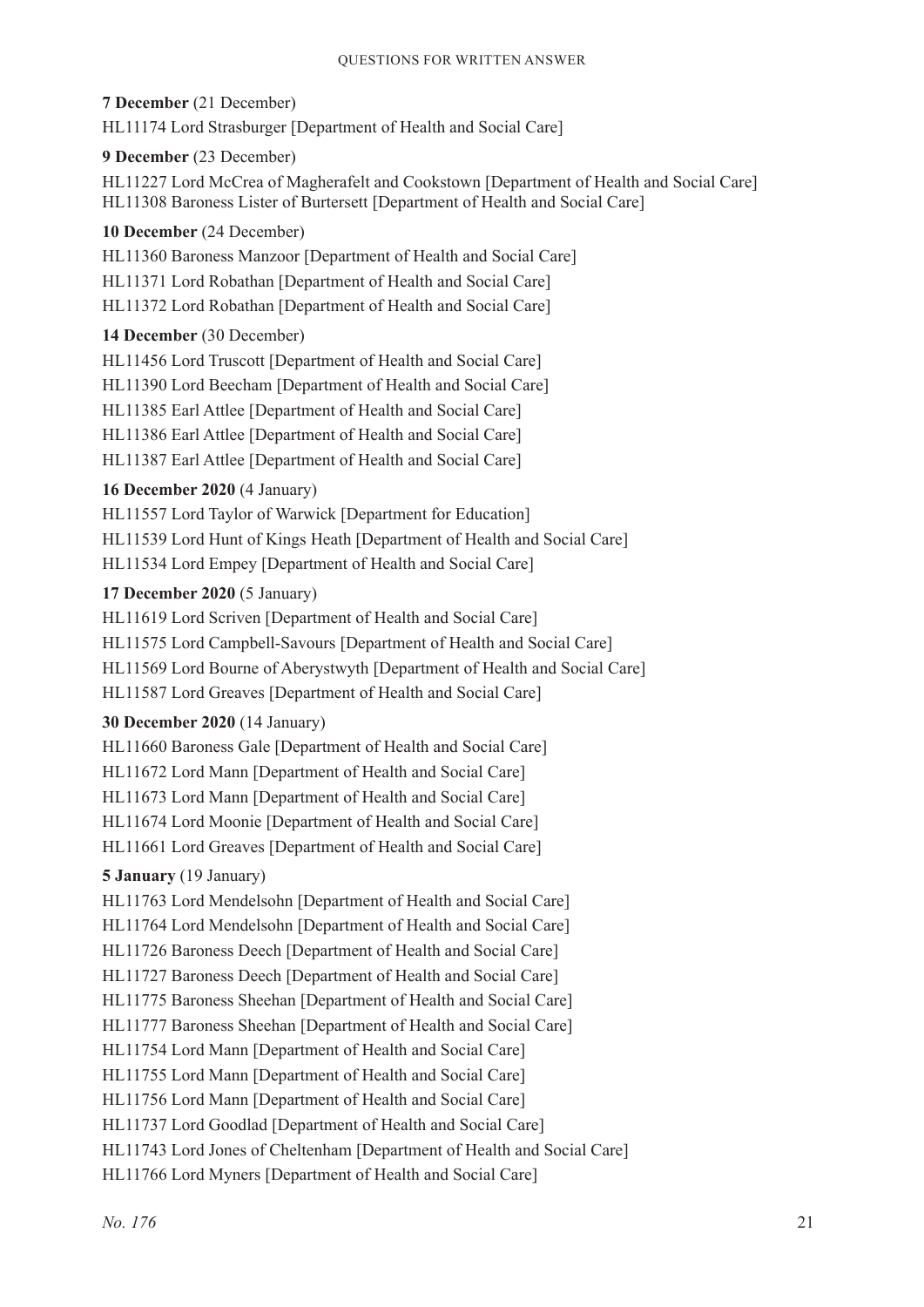**7 December** (21 December)

HL11174 Lord Strasburger [Department of Health and Social Care]

**9 December** (23 December)

HL11227 Lord McCrea of Magherafelt and Cookstown [Department of Health and Social Care]
HL11308 Baroness Lister of Burtersett [Department of Health and Social Care]

**10 December** (24 December)

HL11360 Baroness Manzoor [Department of Health and Social Care]

HL11371 Lord Robathan [Department of Health and Social Care]

HL11372 Lord Robathan [Department of Health and Social Care]

**14 December** (30 December)

HL11456 Lord Truscott [Department of Health and Social Care]

HL11390 Lord Beecham [Department of Health and Social Care]

HL11385 Earl Attlee [Department of Health and Social Care]

HL11386 Earl Attlee [Department of Health and Social Care]

HL11387 Earl Attlee [Department of Health and Social Care]

**16 December 2020** (4 January)

HL11557 Lord Taylor of Warwick [Department for Education]

HL11539 Lord Hunt of Kings Heath [Department of Health and Social Care]

HL11534 Lord Empey [Department of Health and Social Care]

**17 December 2020** (5 January)

HL11619 Lord Scriven [Department of Health and Social Care]

HL11575 Lord Campbell-Savours [Department of Health and Social Care]

HL11569 Lord Bourne of Aberystwyth [Department of Health and Social Care]

HL11587 Lord Greaves [Department of Health and Social Care]

**30 December 2020** (14 January)

HL11660 Baroness Gale [Department of Health and Social Care]

HL11672 Lord Mann [Department of Health and Social Care]

HL11673 Lord Mann [Department of Health and Social Care]

HL11674 Lord Moonie [Department of Health and Social Care]

HL11661 Lord Greaves [Department of Health and Social Care]

**5 January** (19 January)

HL11763 Lord Mendelsohn [Department of Health and Social Care]

HL11764 Lord Mendelsohn [Department of Health and Social Care]

HL11726 Baroness Deech [Department of Health and Social Care]

HL11727 Baroness Deech [Department of Health and Social Care]

HL11775 Baroness Sheehan [Department of Health and Social Care]

HL11777 Baroness Sheehan [Department of Health and Social Care]

HL11754 Lord Mann [Department of Health and Social Care]

HL11755 Lord Mann [Department of Health and Social Care]

HL11756 Lord Mann [Department of Health and Social Care]

HL11737 Lord Goodlad [Department of Health and Social Care]

HL11743 Lord Jones of Cheltenham [Department of Health and Social Care]

HL11766 Lord Myners [Department of Health and Social Care]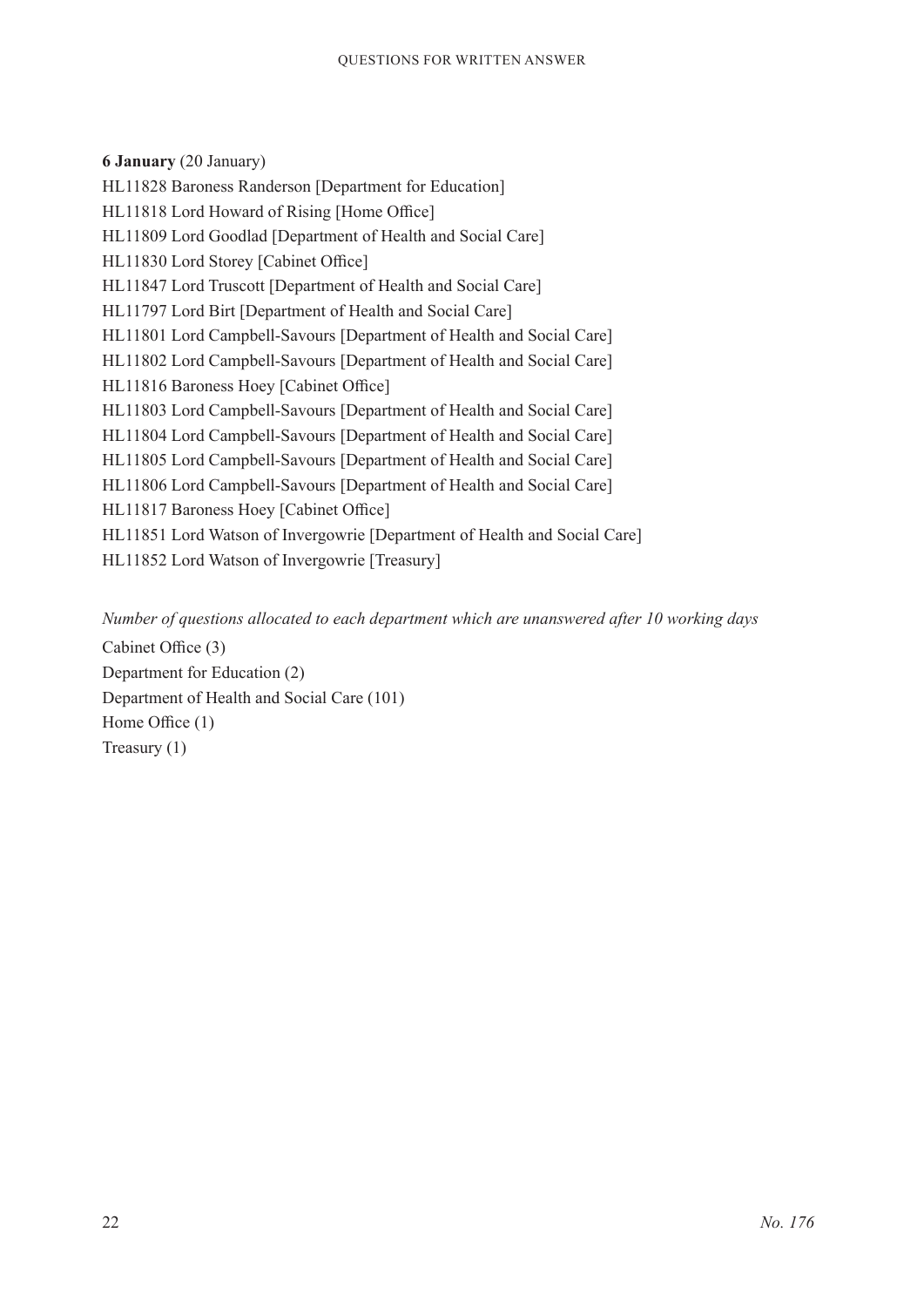**6 January** (20 January)

HL11828 Baroness Randerson [Department for Education]

HL11818 Lord Howard of Rising [Home Office]

HL11809 Lord Goodlad [Department of Health and Social Care]

HL11830 Lord Storey [Cabinet Office]

HL11847 Lord Truscott [Department of Health and Social Care]

HL11797 Lord Birt [Department of Health and Social Care]

HL11801 Lord Campbell-Savours [Department of Health and Social Care]

HL11802 Lord Campbell-Savours [Department of Health and Social Care]

HL11816 Baroness Hoey [Cabinet Office]

HL11803 Lord Campbell-Savours [Department of Health and Social Care]

HL11804 Lord Campbell-Savours [Department of Health and Social Care]

HL11805 Lord Campbell-Savours [Department of Health and Social Care]

HL11806 Lord Campbell-Savours [Department of Health and Social Care]

HL11817 Baroness Hoey [Cabinet Office]

HL11851 Lord Watson of Invergowrie [Department of Health and Social Care]

HL11852 Lord Watson of Invergowrie [Treasury]

*Number of questions allocated to each department which are unanswered after 10 working days*

Cabinet Office (3)

Department for Education (2)

Department of Health and Social Care (101)

Home Office (1)

Treasury (1)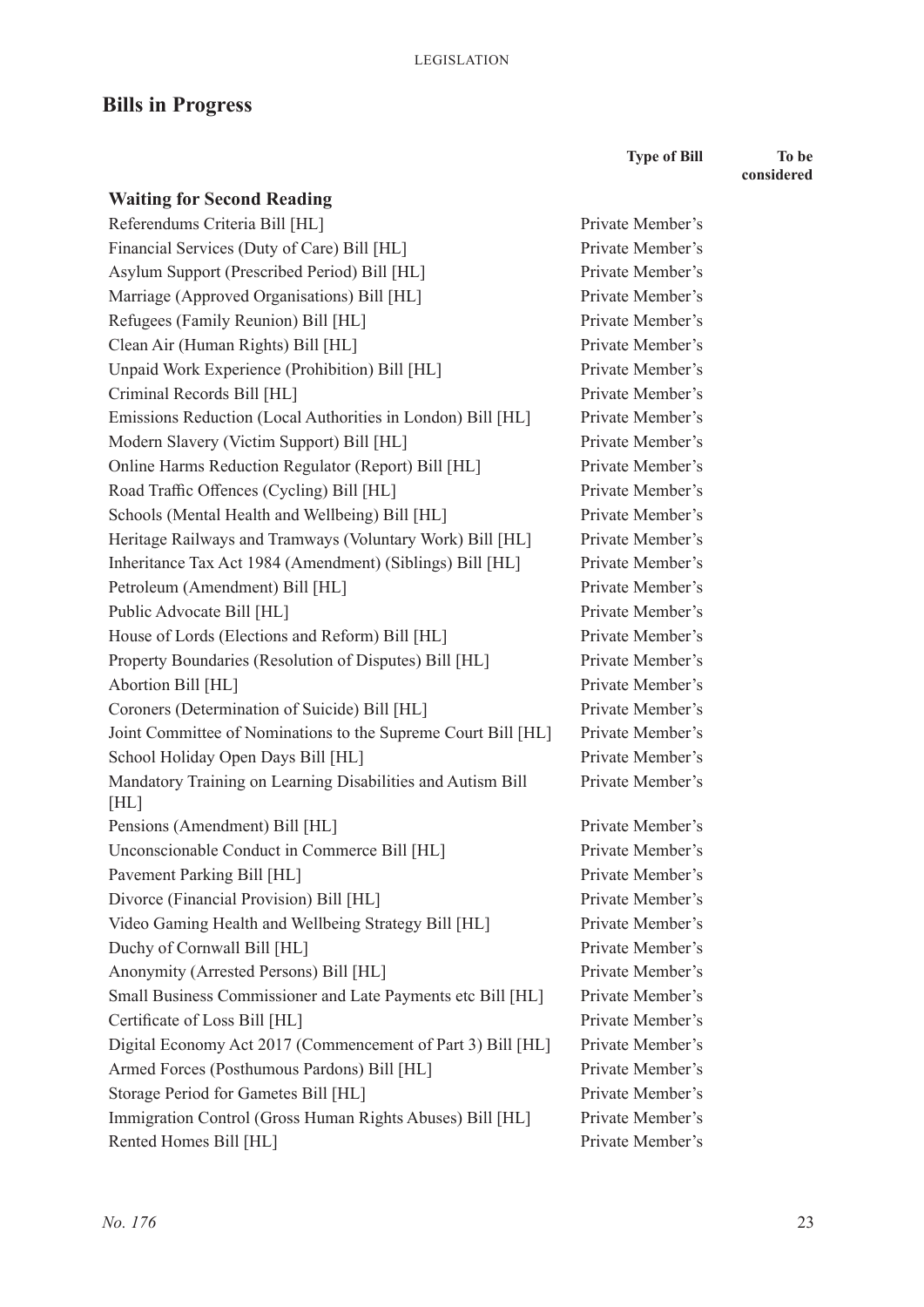## Bills in Progress

| | Type of Bill | To be considered |
|---|---|---|
| **Waiting for Second Reading** | | |
| Referendums Criteria Bill [HL] | Private Member's | |
| Financial Services (Duty of Care) Bill [HL] | Private Member's | |
| Asylum Support (Prescribed Period) Bill [HL] | Private Member's | |
| Marriage (Approved Organisations) Bill [HL] | Private Member's | |
| Refugees (Family Reunion) Bill [HL] | Private Member's | |
| Clean Air (Human Rights) Bill [HL] | Private Member's | |
| Unpaid Work Experience (Prohibition) Bill [HL] | Private Member's | |
| Criminal Records Bill [HL] | Private Member's | |
| Emissions Reduction (Local Authorities in London) Bill [HL] | Private Member's | |
| Modern Slavery (Victim Support) Bill [HL] | Private Member's | |
| Online Harms Reduction Regulator (Report) Bill [HL] | Private Member's | |
| Road Traffic Offences (Cycling) Bill [HL] | Private Member's | |
| Schools (Mental Health and Wellbeing) Bill [HL] | Private Member's | |
| Heritage Railways and Tramways (Voluntary Work) Bill [HL] | Private Member's | |
| Inheritance Tax Act 1984 (Amendment) (Siblings) Bill [HL] | Private Member's | |
| Petroleum (Amendment) Bill [HL] | Private Member's | |
| Public Advocate Bill [HL] | Private Member's | |
| House of Lords (Elections and Reform) Bill [HL] | Private Member's | |
| Property Boundaries (Resolution of Disputes) Bill [HL] | Private Member's | |
| Abortion Bill [HL] | Private Member's | |
| Coroners (Determination of Suicide) Bill [HL] | Private Member's | |
| Joint Committee of Nominations to the Supreme Court Bill [HL] | Private Member's | |
| School Holiday Open Days Bill [HL] | Private Member's | |
| Mandatory Training on Learning Disabilities and Autism Bill [HL] | Private Member's | |
| Pensions (Amendment) Bill [HL] | Private Member's | |
| Unconscionable Conduct in Commerce Bill [HL] | Private Member's | |
| Pavement Parking Bill [HL] | Private Member's | |
| Divorce (Financial Provision) Bill [HL] | Private Member's | |
| Video Gaming Health and Wellbeing Strategy Bill [HL] | Private Member's | |
| Duchy of Cornwall Bill [HL] | Private Member's | |
| Anonymity (Arrested Persons) Bill [HL] | Private Member's | |
| Small Business Commissioner and Late Payments etc Bill [HL] | Private Member's | |
| Certificate of Loss Bill [HL] | Private Member's | |
| Digital Economy Act 2017 (Commencement of Part 3) Bill [HL] | Private Member's | |
| Armed Forces (Posthumous Pardons) Bill [HL] | Private Member's | |
| Storage Period for Gametes Bill [HL] | Private Member's | |
| Immigration Control (Gross Human Rights Abuses) Bill [HL] | Private Member's | |
| Rented Homes Bill [HL] | Private Member's | |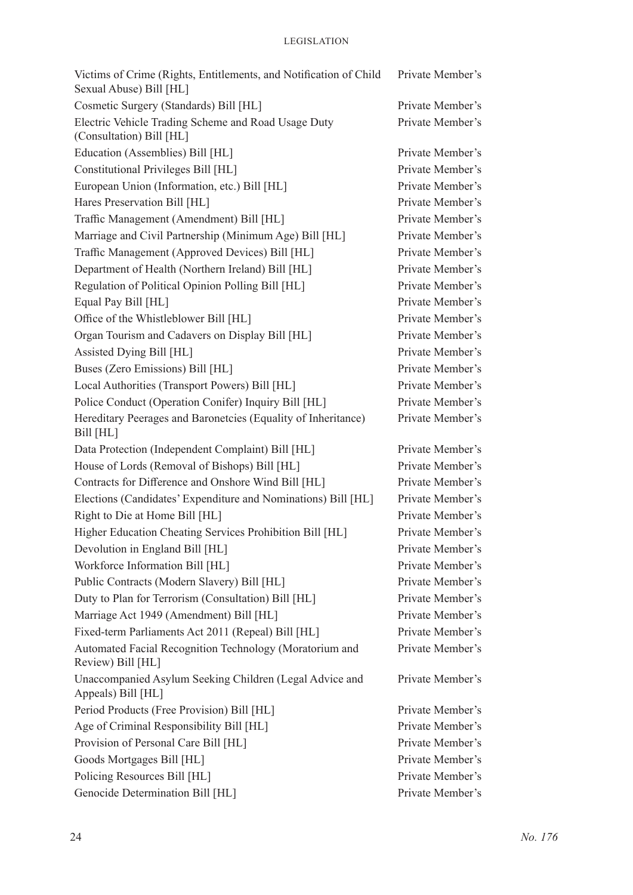| | |
|---|---|
| Victims of Crime (Rights, Entitlements, and Notification of Child Sexual Abuse) Bill [HL] | Private Member's |
| Cosmetic Surgery (Standards) Bill [HL] | Private Member's |
| Electric Vehicle Trading Scheme and Road Usage Duty (Consultation) Bill [HL] | Private Member's |
| Education (Assemblies) Bill [HL] | Private Member's |
| Constitutional Privileges Bill [HL] | Private Member's |
| European Union (Information, etc.) Bill [HL] | Private Member's |
| Hares Preservation Bill [HL] | Private Member's |
| Traffic Management (Amendment) Bill [HL] | Private Member's |
| Marriage and Civil Partnership (Minimum Age) Bill [HL] | Private Member's |
| Traffic Management (Approved Devices) Bill [HL] | Private Member's |
| Department of Health (Northern Ireland) Bill [HL] | Private Member's |
| Regulation of Political Opinion Polling Bill [HL] | Private Member's |
| Equal Pay Bill [HL] | Private Member's |
| Office of the Whistleblower Bill [HL] | Private Member's |
| Organ Tourism and Cadavers on Display Bill [HL] | Private Member's |
| Assisted Dying Bill [HL] | Private Member's |
| Buses (Zero Emissions) Bill [HL] | Private Member's |
| Local Authorities (Transport Powers) Bill [HL] | Private Member's |
| Police Conduct (Operation Conifer) Inquiry Bill [HL] | Private Member's |
| Hereditary Peerages and Baronetcies (Equality of Inheritance) Bill [HL] | Private Member's |
| Data Protection (Independent Complaint) Bill [HL] | Private Member's |
| House of Lords (Removal of Bishops) Bill [HL] | Private Member's |
| Contracts for Difference and Onshore Wind Bill [HL] | Private Member's |
| Elections (Candidates' Expenditure and Nominations) Bill [HL] | Private Member's |
| Right to Die at Home Bill [HL] | Private Member's |
| Higher Education Cheating Services Prohibition Bill [HL] | Private Member's |
| Devolution in England Bill [HL] | Private Member's |
| Workforce Information Bill [HL] | Private Member's |
| Public Contracts (Modern Slavery) Bill [HL] | Private Member's |
| Duty to Plan for Terrorism (Consultation) Bill [HL] | Private Member's |
| Marriage Act 1949 (Amendment) Bill [HL] | Private Member's |
| Fixed-term Parliaments Act 2011 (Repeal) Bill [HL] | Private Member's |
| Automated Facial Recognition Technology (Moratorium and Review) Bill [HL] | Private Member's |
| Unaccompanied Asylum Seeking Children (Legal Advice and Appeals) Bill [HL] | Private Member's |
| Period Products (Free Provision) Bill [HL] | Private Member's |
| Age of Criminal Responsibility Bill [HL] | Private Member's |
| Provision of Personal Care Bill [HL] | Private Member's |
| Goods Mortgages Bill [HL] | Private Member's |
| Policing Resources Bill [HL] | Private Member's |
| Genocide Determination Bill [HL] | Private Member's |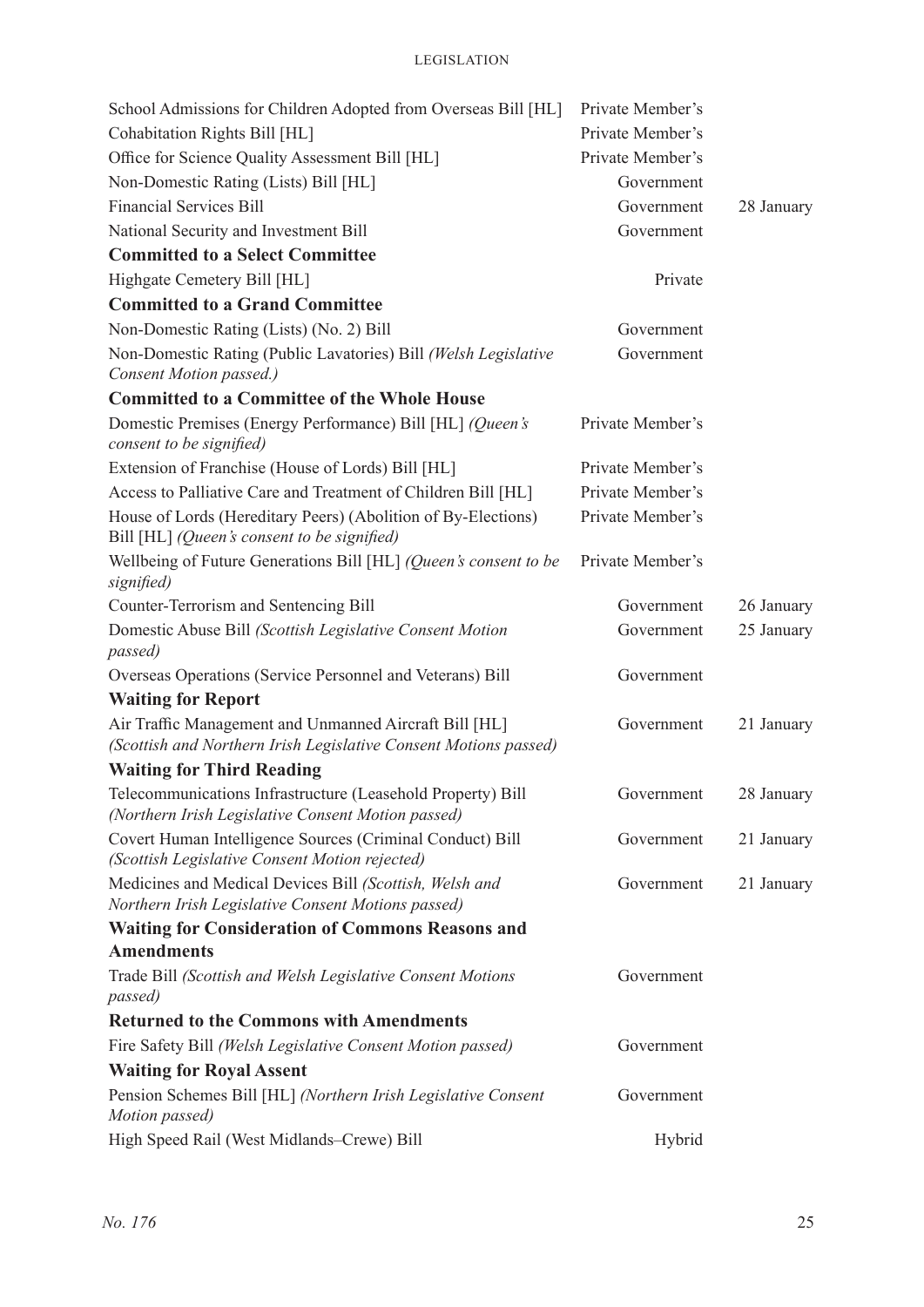| | | |
|---|---|---|
| School Admissions for Children Adopted from Overseas Bill [HL] | Private Member's | |
| Cohabitation Rights Bill [HL] | Private Member's | |
| Office for Science Quality Assessment Bill [HL] | Private Member's | |
| Non-Domestic Rating (Lists) Bill [HL] | Government | |
| Financial Services Bill | Government | 28 January |
| National Security and Investment Bill | Government | |
| **Committed to a Select Committee** | | |
| Highgate Cemetery Bill [HL] | Private | |
| **Committed to a Grand Committee** | | |
| Non-Domestic Rating (Lists) (No. 2) Bill | Government | |
| Non-Domestic Rating (Public Lavatories) Bill *(Welsh Legislative Consent Motion passed.)* | Government | |
| **Committed to a Committee of the Whole House** | | |
| Domestic Premises (Energy Performance) Bill [HL] *(Queen's consent to be signified)* | Private Member's | |
| Extension of Franchise (House of Lords) Bill [HL] | Private Member's | |
| Access to Palliative Care and Treatment of Children Bill [HL] | Private Member's | |
| House of Lords (Hereditary Peers) (Abolition of By-Elections) Bill [HL] *(Queen's consent to be signified)* | Private Member's | |
| Wellbeing of Future Generations Bill [HL] *(Queen's consent to be signified)* | Private Member's | |
| Counter-Terrorism and Sentencing Bill | Government | 26 January |
| Domestic Abuse Bill *(Scottish Legislative Consent Motion passed)* | Government | 25 January |
| Overseas Operations (Service Personnel and Veterans) Bill | Government | |
| **Waiting for Report** | | |
| Air Traffic Management and Unmanned Aircraft Bill [HL] *(Scottish and Northern Irish Legislative Consent Motions passed)* | Government | 21 January |
| **Waiting for Third Reading** | | |
| Telecommunications Infrastructure (Leasehold Property) Bill *(Northern Irish Legislative Consent Motion passed)* | Government | 28 January |
| Covert Human Intelligence Sources (Criminal Conduct) Bill *(Scottish Legislative Consent Motion rejected)* | Government | 21 January |
| Medicines and Medical Devices Bill *(Scottish, Welsh and Northern Irish Legislative Consent Motions passed)* | Government | 21 January |
| **Waiting for Consideration of Commons Reasons and Amendments** | | |
| Trade Bill *(Scottish and Welsh Legislative Consent Motions passed)* | Government | |
| **Returned to the Commons with Amendments** | | |
| Fire Safety Bill *(Welsh Legislative Consent Motion passed)* | Government | |
| **Waiting for Royal Assent** | | |
| Pension Schemes Bill [HL] *(Northern Irish Legislative Consent Motion passed)* | Government | |
| High Speed Rail (West Midlands–Crewe) Bill | Hybrid | |

*No. 176*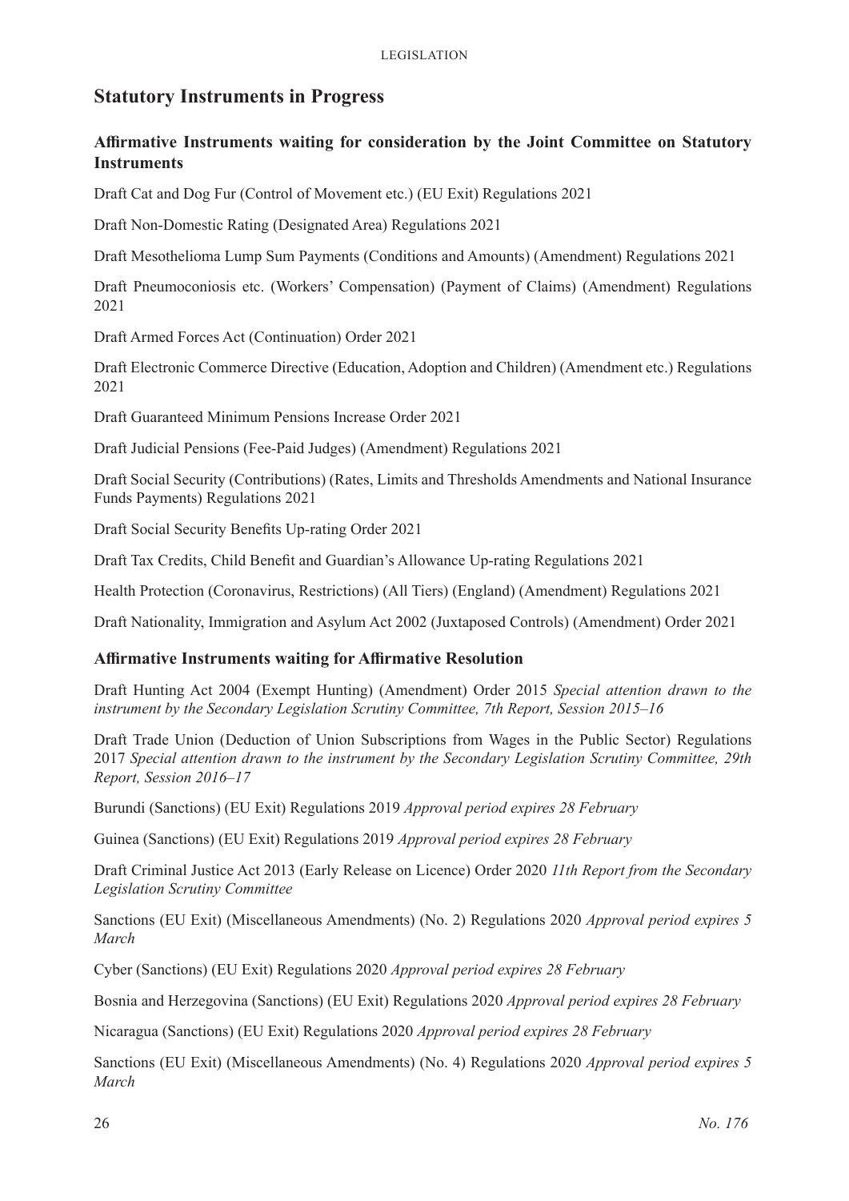## Statutory Instruments in Progress

### Affirmative Instruments waiting for consideration by the Joint Committee on Statutory Instruments

Draft Cat and Dog Fur (Control of Movement etc.) (EU Exit) Regulations 2021

Draft Non-Domestic Rating (Designated Area) Regulations 2021

Draft Mesothelioma Lump Sum Payments (Conditions and Amounts) (Amendment) Regulations 2021

Draft Pneumoconiosis etc. (Workers' Compensation) (Payment of Claims) (Amendment) Regulations 2021

Draft Armed Forces Act (Continuation) Order 2021

Draft Electronic Commerce Directive (Education, Adoption and Children) (Amendment etc.) Regulations 2021

Draft Guaranteed Minimum Pensions Increase Order 2021

Draft Judicial Pensions (Fee-Paid Judges) (Amendment) Regulations 2021

Draft Social Security (Contributions) (Rates, Limits and Thresholds Amendments and National Insurance Funds Payments) Regulations 2021

Draft Social Security Benefits Up-rating Order 2021

Draft Tax Credits, Child Benefit and Guardian's Allowance Up-rating Regulations 2021

Health Protection (Coronavirus, Restrictions) (All Tiers) (England) (Amendment) Regulations 2021

Draft Nationality, Immigration and Asylum Act 2002 (Juxtaposed Controls) (Amendment) Order 2021

### Affirmative Instruments waiting for Affirmative Resolution

Draft Hunting Act 2004 (Exempt Hunting) (Amendment) Order 2015 *Special attention drawn to the instrument by the Secondary Legislation Scrutiny Committee, 7th Report, Session 2015–16*

Draft Trade Union (Deduction of Union Subscriptions from Wages in the Public Sector) Regulations 2017 *Special attention drawn to the instrument by the Secondary Legislation Scrutiny Committee, 29th Report, Session 2016–17*

Burundi (Sanctions) (EU Exit) Regulations 2019 *Approval period expires 28 February*

Guinea (Sanctions) (EU Exit) Regulations 2019 *Approval period expires 28 February*

Draft Criminal Justice Act 2013 (Early Release on Licence) Order 2020 *11th Report from the Secondary Legislation Scrutiny Committee*

Sanctions (EU Exit) (Miscellaneous Amendments) (No. 2) Regulations 2020 *Approval period expires 5 March*

Cyber (Sanctions) (EU Exit) Regulations 2020 *Approval period expires 28 February*

Bosnia and Herzegovina (Sanctions) (EU Exit) Regulations 2020 *Approval period expires 28 February*

Nicaragua (Sanctions) (EU Exit) Regulations 2020 *Approval period expires 28 February*

Sanctions (EU Exit) (Miscellaneous Amendments) (No. 4) Regulations 2020 *Approval period expires 5 March*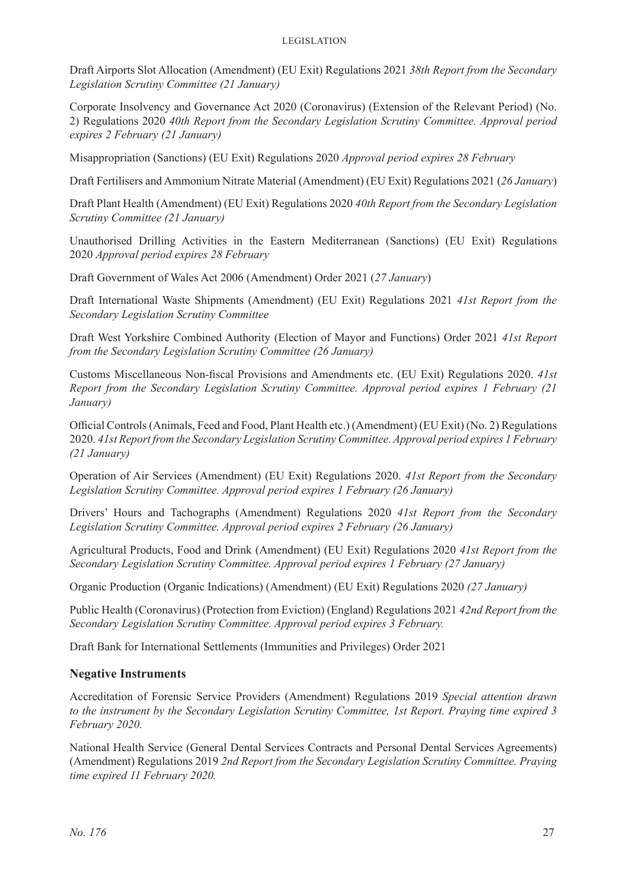Draft Airports Slot Allocation (Amendment) (EU Exit) Regulations 2021 *38th Report from the Secondary Legislation Scrutiny Committee (21 January)*

Corporate Insolvency and Governance Act 2020 (Coronavirus) (Extension of the Relevant Period) (No. 2) Regulations 2020 *40th Report from the Secondary Legislation Scrutiny Committee. Approval period expires 2 February (21 January)*

Misappropriation (Sanctions) (EU Exit) Regulations 2020 *Approval period expires 28 February*

Draft Fertilisers and Ammonium Nitrate Material (Amendment) (EU Exit) Regulations 2021 (*26 January*)

Draft Plant Health (Amendment) (EU Exit) Regulations 2020 *40th Report from the Secondary Legislation Scrutiny Committee (21 January)*

Unauthorised Drilling Activities in the Eastern Mediterranean (Sanctions) (EU Exit) Regulations 2020 *Approval period expires 28 February*

Draft Government of Wales Act 2006 (Amendment) Order 2021 (*27 January*)

Draft International Waste Shipments (Amendment) (EU Exit) Regulations 2021 *41st Report from the Secondary Legislation Scrutiny Committee*

Draft West Yorkshire Combined Authority (Election of Mayor and Functions) Order 2021 *41st Report from the Secondary Legislation Scrutiny Committee (26 January)*

Customs Miscellaneous Non-fiscal Provisions and Amendments etc. (EU Exit) Regulations 2020. *41st Report from the Secondary Legislation Scrutiny Committee. Approval period expires 1 February (21 January)*

Official Controls (Animals, Feed and Food, Plant Health etc.) (Amendment) (EU Exit) (No. 2) Regulations 2020. *41st Report from the Secondary Legislation Scrutiny Committee. Approval period expires 1 February (21 January)*

Operation of Air Services (Amendment) (EU Exit) Regulations 2020. *41st Report from the Secondary Legislation Scrutiny Committee. Approval period expires 1 February (26 January)*

Drivers' Hours and Tachographs (Amendment) Regulations 2020 *41st Report from the Secondary Legislation Scrutiny Committee. Approval period expires 2 February (26 January)*

Agricultural Products, Food and Drink (Amendment) (EU Exit) Regulations 2020 *41st Report from the Secondary Legislation Scrutiny Committee. Approval period expires 1 February (27 January)*

Organic Production (Organic Indications) (Amendment) (EU Exit) Regulations 2020 *(27 January)*

Public Health (Coronavirus) (Protection from Eviction) (England) Regulations 2021 *42nd Report from the Secondary Legislation Scrutiny Committee. Approval period expires 3 February.*

Draft Bank for International Settlements (Immunities and Privileges) Order 2021

## Negative Instruments

Accreditation of Forensic Service Providers (Amendment) Regulations 2019 *Special attention drawn to the instrument by the Secondary Legislation Scrutiny Committee, 1st Report. Praying time expired 3 February 2020.*

National Health Service (General Dental Services Contracts and Personal Dental Services Agreements) (Amendment) Regulations 2019 *2nd Report from the Secondary Legislation Scrutiny Committee. Praying time expired 11 February 2020.*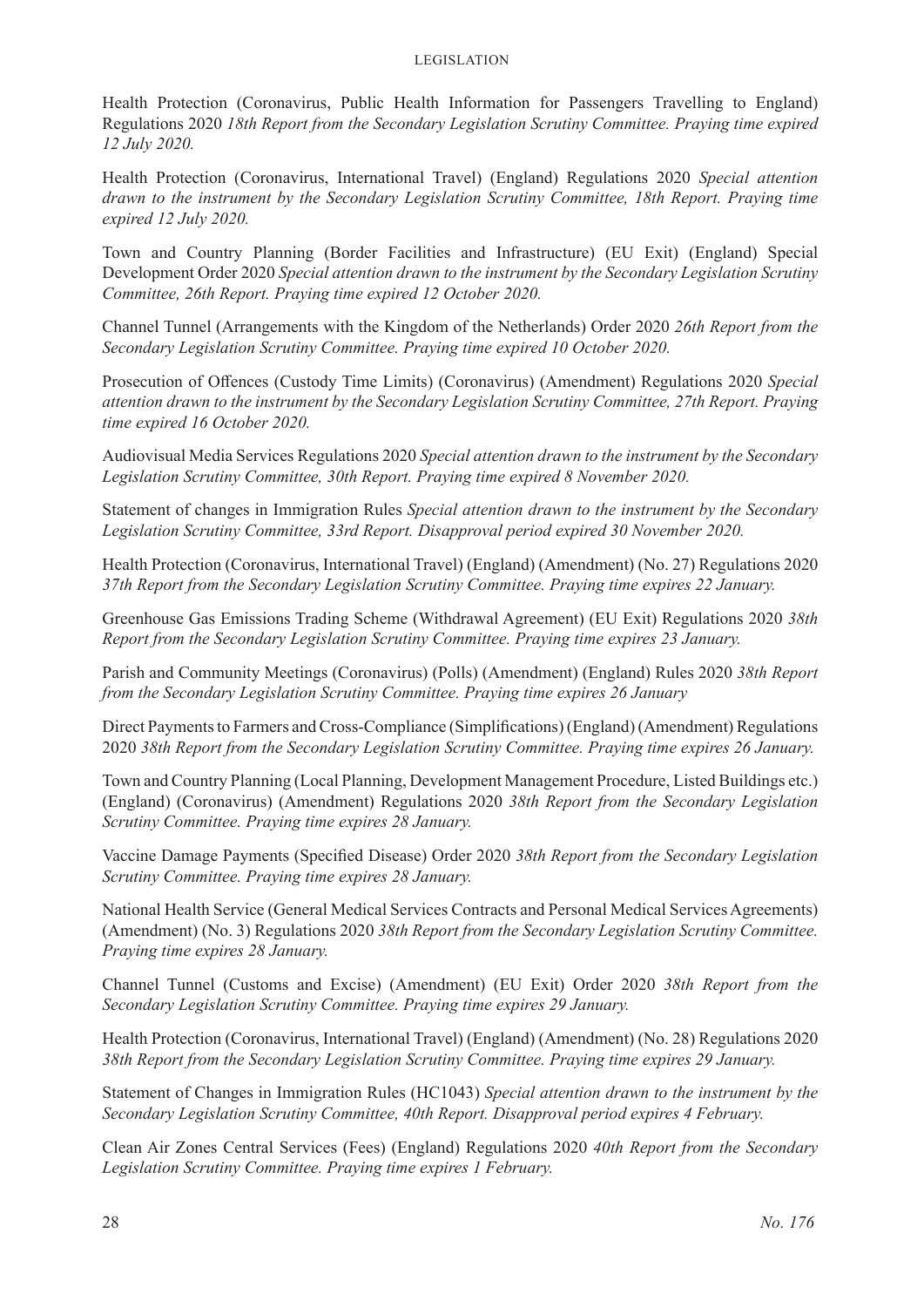Health Protection (Coronavirus, Public Health Information for Passengers Travelling to England) Regulations 2020 *18th Report from the Secondary Legislation Scrutiny Committee. Praying time expired 12 July 2020.*

Health Protection (Coronavirus, International Travel) (England) Regulations 2020 *Special attention drawn to the instrument by the Secondary Legislation Scrutiny Committee, 18th Report. Praying time expired 12 July 2020.*

Town and Country Planning (Border Facilities and Infrastructure) (EU Exit) (England) Special Development Order 2020 *Special attention drawn to the instrument by the Secondary Legislation Scrutiny Committee, 26th Report. Praying time expired 12 October 2020.*

Channel Tunnel (Arrangements with the Kingdom of the Netherlands) Order 2020 *26th Report from the Secondary Legislation Scrutiny Committee. Praying time expired 10 October 2020.*

Prosecution of Offences (Custody Time Limits) (Coronavirus) (Amendment) Regulations 2020 *Special attention drawn to the instrument by the Secondary Legislation Scrutiny Committee, 27th Report. Praying time expired 16 October 2020.*

Audiovisual Media Services Regulations 2020 *Special attention drawn to the instrument by the Secondary Legislation Scrutiny Committee, 30th Report. Praying time expired 8 November 2020.*

Statement of changes in Immigration Rules *Special attention drawn to the instrument by the Secondary Legislation Scrutiny Committee, 33rd Report. Disapproval period expired 30 November 2020.*

Health Protection (Coronavirus, International Travel) (England) (Amendment) (No. 27) Regulations 2020 *37th Report from the Secondary Legislation Scrutiny Committee. Praying time expires 22 January.*

Greenhouse Gas Emissions Trading Scheme (Withdrawal Agreement) (EU Exit) Regulations 2020 *38th Report from the Secondary Legislation Scrutiny Committee. Praying time expires 23 January.*

Parish and Community Meetings (Coronavirus) (Polls) (Amendment) (England) Rules 2020 *38th Report from the Secondary Legislation Scrutiny Committee. Praying time expires 26 January*

Direct Payments to Farmers and Cross-Compliance (Simplifications) (England) (Amendment) Regulations 2020 *38th Report from the Secondary Legislation Scrutiny Committee. Praying time expires 26 January.*

Town and Country Planning (Local Planning, Development Management Procedure, Listed Buildings etc.) (England) (Coronavirus) (Amendment) Regulations 2020 *38th Report from the Secondary Legislation Scrutiny Committee. Praying time expires 28 January.*

Vaccine Damage Payments (Specified Disease) Order 2020 *38th Report from the Secondary Legislation Scrutiny Committee. Praying time expires 28 January.*

National Health Service (General Medical Services Contracts and Personal Medical Services Agreements) (Amendment) (No. 3) Regulations 2020 *38th Report from the Secondary Legislation Scrutiny Committee. Praying time expires 28 January.*

Channel Tunnel (Customs and Excise) (Amendment) (EU Exit) Order 2020 *38th Report from the Secondary Legislation Scrutiny Committee. Praying time expires 29 January.*

Health Protection (Coronavirus, International Travel) (England) (Amendment) (No. 28) Regulations 2020 *38th Report from the Secondary Legislation Scrutiny Committee. Praying time expires 29 January.*

Statement of Changes in Immigration Rules (HC1043) *Special attention drawn to the instrument by the Secondary Legislation Scrutiny Committee, 40th Report. Disapproval period expires 4 February.*

Clean Air Zones Central Services (Fees) (England) Regulations 2020 *40th Report from the Secondary Legislation Scrutiny Committee. Praying time expires 1 February.*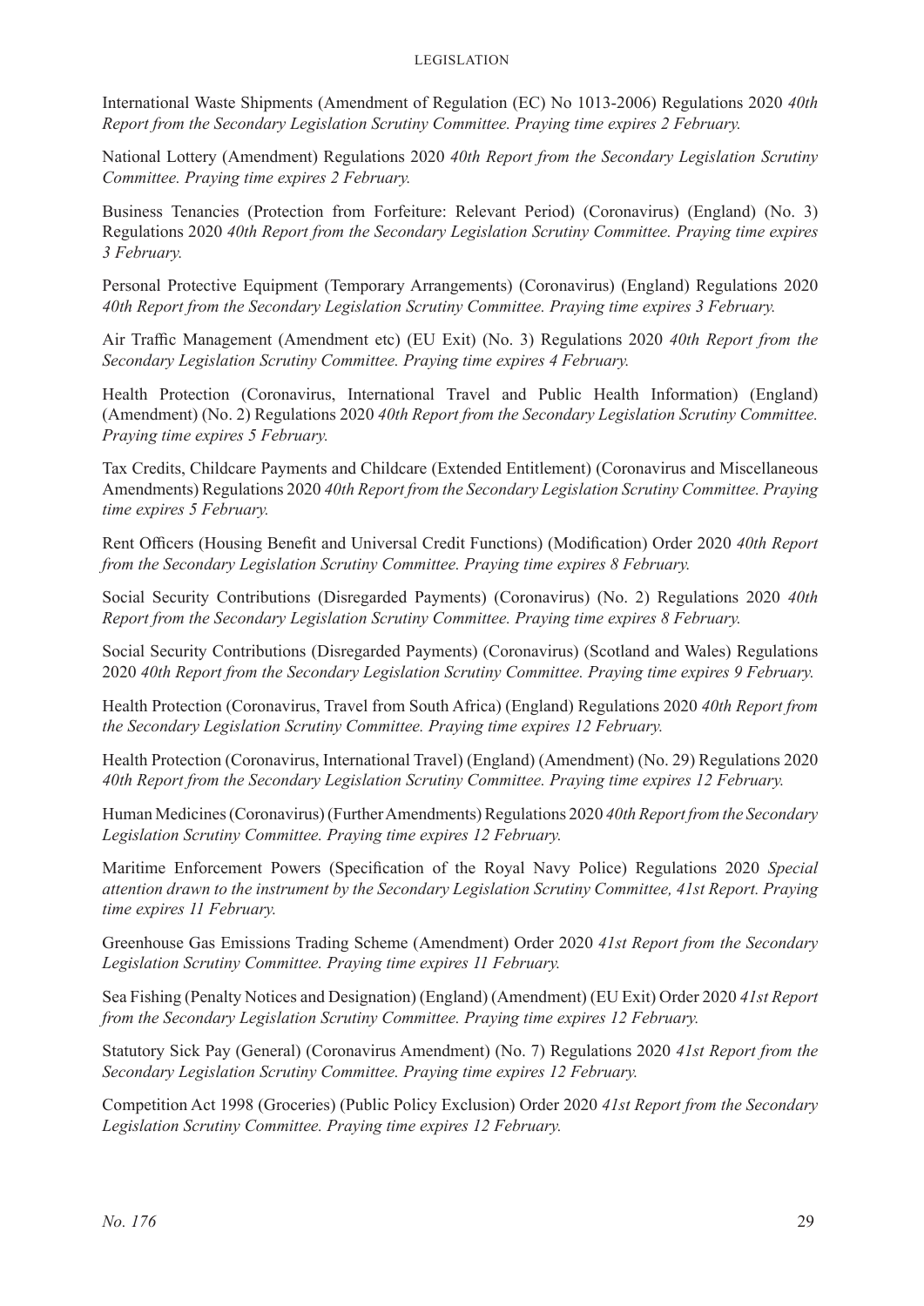International Waste Shipments (Amendment of Regulation (EC) No 1013-2006) Regulations 2020 *40th Report from the Secondary Legislation Scrutiny Committee. Praying time expires 2 February.*

National Lottery (Amendment) Regulations 2020 *40th Report from the Secondary Legislation Scrutiny Committee. Praying time expires 2 February.*

Business Tenancies (Protection from Forfeiture: Relevant Period) (Coronavirus) (England) (No. 3) Regulations 2020 *40th Report from the Secondary Legislation Scrutiny Committee. Praying time expires 3 February.*

Personal Protective Equipment (Temporary Arrangements) (Coronavirus) (England) Regulations 2020 *40th Report from the Secondary Legislation Scrutiny Committee. Praying time expires 3 February.*

Air Traffic Management (Amendment etc) (EU Exit) (No. 3) Regulations 2020 *40th Report from the Secondary Legislation Scrutiny Committee. Praying time expires 4 February.*

Health Protection (Coronavirus, International Travel and Public Health Information) (England) (Amendment) (No. 2) Regulations 2020 *40th Report from the Secondary Legislation Scrutiny Committee. Praying time expires 5 February.*

Tax Credits, Childcare Payments and Childcare (Extended Entitlement) (Coronavirus and Miscellaneous Amendments) Regulations 2020 *40th Report from the Secondary Legislation Scrutiny Committee. Praying time expires 5 February.*

Rent Officers (Housing Benefit and Universal Credit Functions) (Modification) Order 2020 *40th Report from the Secondary Legislation Scrutiny Committee. Praying time expires 8 February.*

Social Security Contributions (Disregarded Payments) (Coronavirus) (No. 2) Regulations 2020 *40th Report from the Secondary Legislation Scrutiny Committee. Praying time expires 8 February.*

Social Security Contributions (Disregarded Payments) (Coronavirus) (Scotland and Wales) Regulations 2020 *40th Report from the Secondary Legislation Scrutiny Committee. Praying time expires 9 February.*

Health Protection (Coronavirus, Travel from South Africa) (England) Regulations 2020 *40th Report from the Secondary Legislation Scrutiny Committee. Praying time expires 12 February.*

Health Protection (Coronavirus, International Travel) (England) (Amendment) (No. 29) Regulations 2020 *40th Report from the Secondary Legislation Scrutiny Committee. Praying time expires 12 February.*

Human Medicines (Coronavirus) (Further Amendments) Regulations 2020 *40th Report from the Secondary Legislation Scrutiny Committee. Praying time expires 12 February.*

Maritime Enforcement Powers (Specification of the Royal Navy Police) Regulations 2020 *Special attention drawn to the instrument by the Secondary Legislation Scrutiny Committee, 41st Report. Praying time expires 11 February.*

Greenhouse Gas Emissions Trading Scheme (Amendment) Order 2020 *41st Report from the Secondary Legislation Scrutiny Committee. Praying time expires 11 February.*

Sea Fishing (Penalty Notices and Designation) (England) (Amendment) (EU Exit) Order 2020 *41st Report from the Secondary Legislation Scrutiny Committee. Praying time expires 12 February.*

Statutory Sick Pay (General) (Coronavirus Amendment) (No. 7) Regulations 2020 *41st Report from the Secondary Legislation Scrutiny Committee. Praying time expires 12 February.*

Competition Act 1998 (Groceries) (Public Policy Exclusion) Order 2020 *41st Report from the Secondary Legislation Scrutiny Committee. Praying time expires 12 February.*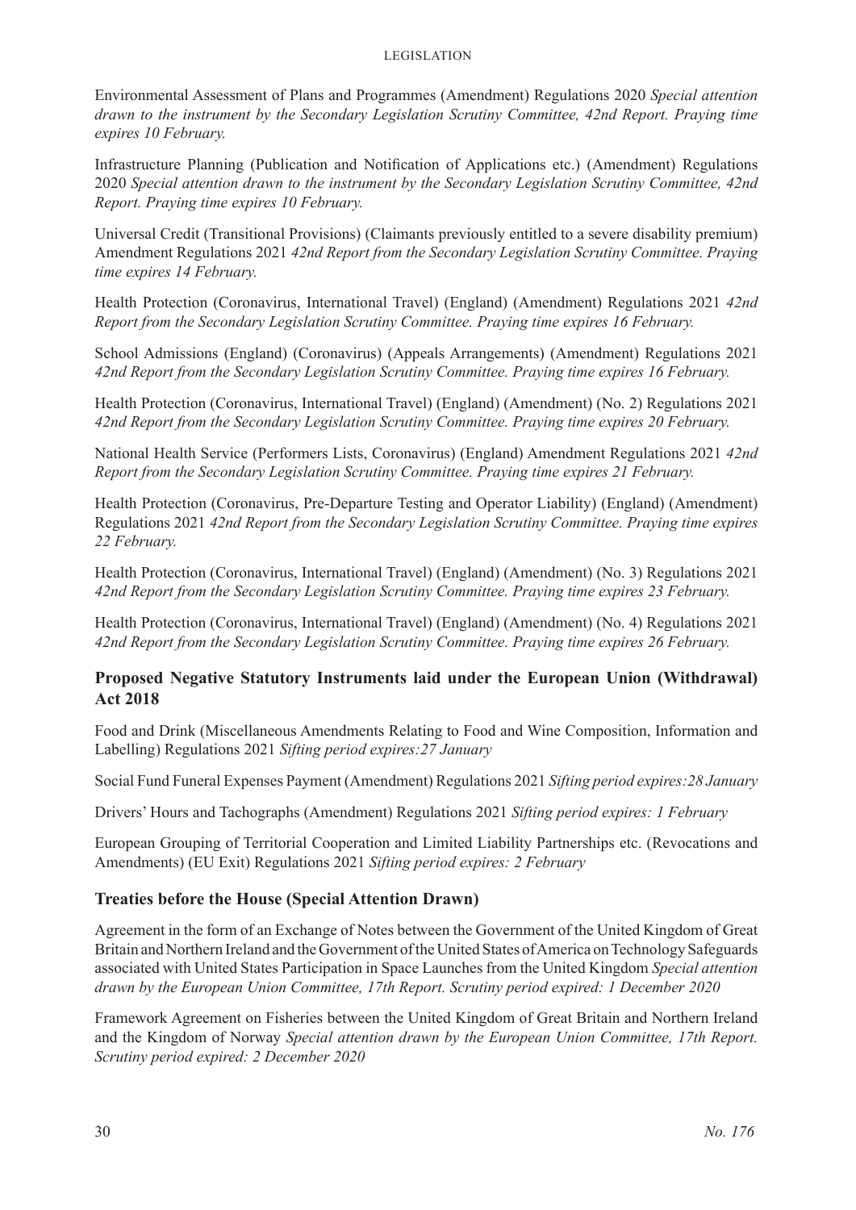Environmental Assessment of Plans and Programmes (Amendment) Regulations 2020 *Special attention drawn to the instrument by the Secondary Legislation Scrutiny Committee, 42nd Report. Praying time expires 10 February.*

Infrastructure Planning (Publication and Notification of Applications etc.) (Amendment) Regulations 2020 *Special attention drawn to the instrument by the Secondary Legislation Scrutiny Committee, 42nd Report. Praying time expires 10 February.*

Universal Credit (Transitional Provisions) (Claimants previously entitled to a severe disability premium) Amendment Regulations 2021 *42nd Report from the Secondary Legislation Scrutiny Committee. Praying time expires 14 February.*

Health Protection (Coronavirus, International Travel) (England) (Amendment) Regulations 2021 *42nd Report from the Secondary Legislation Scrutiny Committee. Praying time expires 16 February.*

School Admissions (England) (Coronavirus) (Appeals Arrangements) (Amendment) Regulations 2021 *42nd Report from the Secondary Legislation Scrutiny Committee. Praying time expires 16 February.*

Health Protection (Coronavirus, International Travel) (England) (Amendment) (No. 2) Regulations 2021 *42nd Report from the Secondary Legislation Scrutiny Committee. Praying time expires 20 February.*

National Health Service (Performers Lists, Coronavirus) (England) Amendment Regulations 2021 *42nd Report from the Secondary Legislation Scrutiny Committee. Praying time expires 21 February.*

Health Protection (Coronavirus, Pre-Departure Testing and Operator Liability) (England) (Amendment) Regulations 2021 *42nd Report from the Secondary Legislation Scrutiny Committee. Praying time expires 22 February.*

Health Protection (Coronavirus, International Travel) (England) (Amendment) (No. 3) Regulations 2021 *42nd Report from the Secondary Legislation Scrutiny Committee. Praying time expires 23 February.*

Health Protection (Coronavirus, International Travel) (England) (Amendment) (No. 4) Regulations 2021 *42nd Report from the Secondary Legislation Scrutiny Committee. Praying time expires 26 February.*

## Proposed Negative Statutory Instruments laid under the European Union (Withdrawal) Act 2018

Food and Drink (Miscellaneous Amendments Relating to Food and Wine Composition, Information and Labelling) Regulations 2021 *Sifting period expires:27 January*

Social Fund Funeral Expenses Payment (Amendment) Regulations 2021 *Sifting period expires:28 January*

Drivers' Hours and Tachographs (Amendment) Regulations 2021 *Sifting period expires: 1 February*

European Grouping of Territorial Cooperation and Limited Liability Partnerships etc. (Revocations and Amendments) (EU Exit) Regulations 2021 *Sifting period expires: 2 February*

## Treaties before the House (Special Attention Drawn)

Agreement in the form of an Exchange of Notes between the Government of the United Kingdom of Great Britain and Northern Ireland and the Government of the United States of America on Technology Safeguards associated with United States Participation in Space Launches from the United Kingdom *Special attention drawn by the European Union Committee, 17th Report. Scrutiny period expired: 1 December 2020*

Framework Agreement on Fisheries between the United Kingdom of Great Britain and Northern Ireland and the Kingdom of Norway *Special attention drawn by the European Union Committee, 17th Report. Scrutiny period expired: 2 December 2020*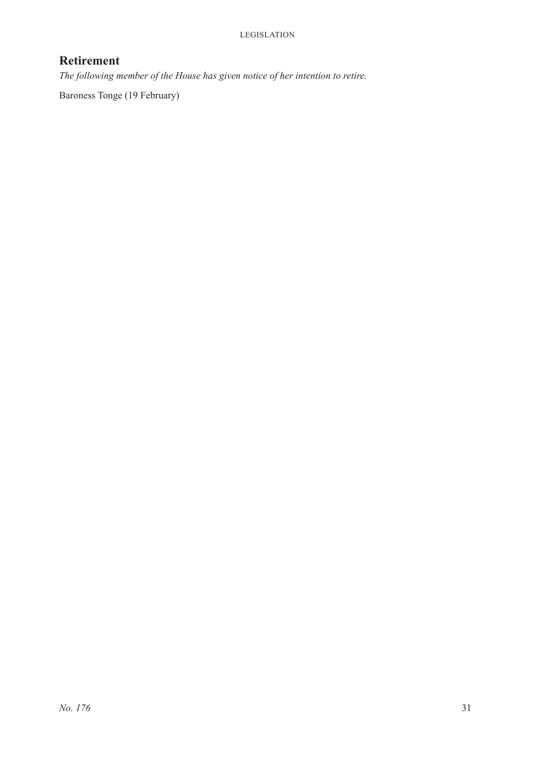## Retirement

*The following member of the House has given notice of her intention to retire.*

Baroness Tonge (19 February)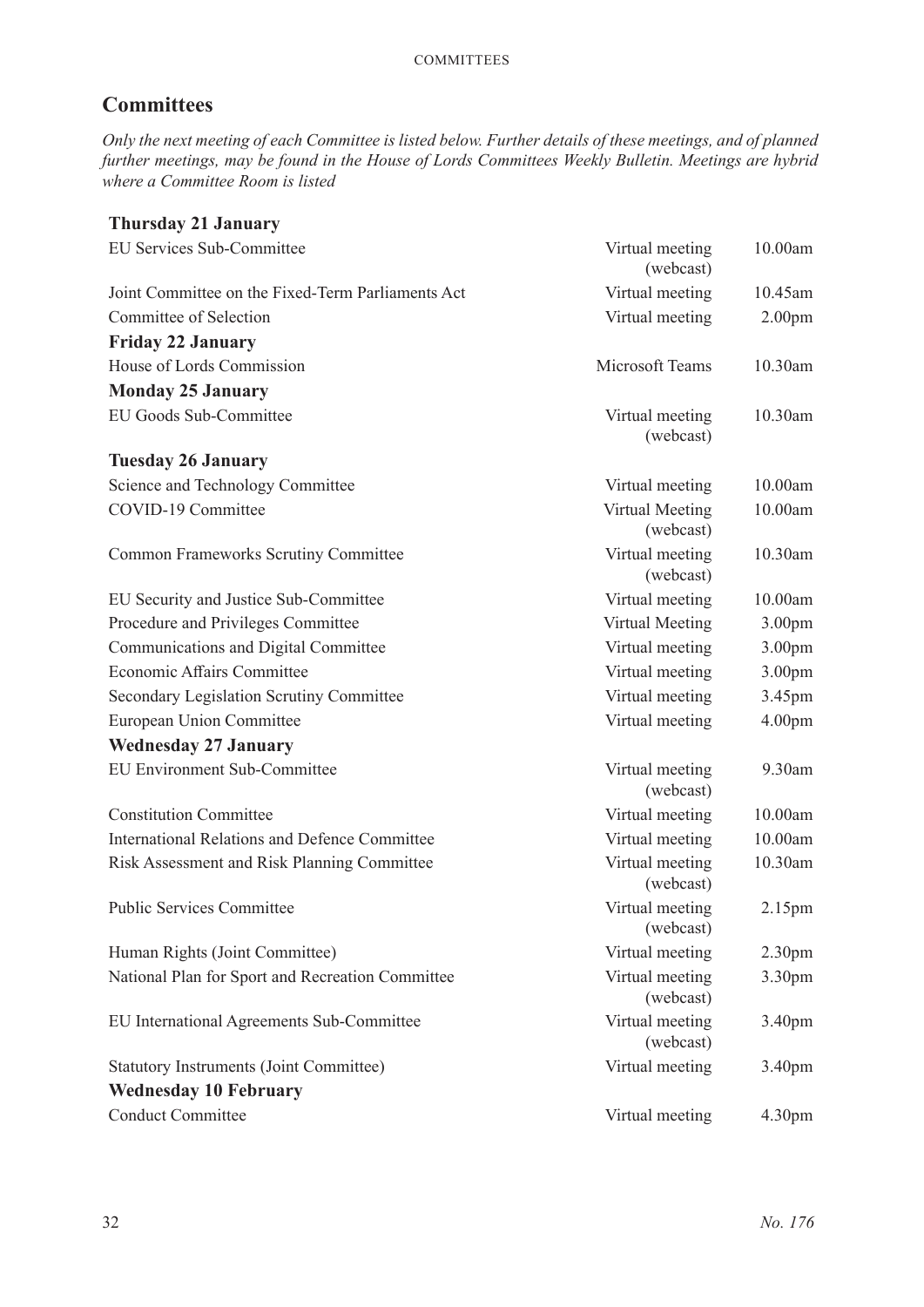## Committees

*Only the next meeting of each Committee is listed below. Further details of these meetings, and of planned further meetings, may be found in the House of Lords Committees Weekly Bulletin. Meetings are hybrid where a Committee Room is listed*

| | | |
|---|---|---|
| **Thursday 21 January** | | |
| EU Services Sub-Committee | Virtual meeting (webcast) | 10.00am |
| Joint Committee on the Fixed-Term Parliaments Act | Virtual meeting | 10.45am |
| Committee of Selection | Virtual meeting | 2.00pm |
| **Friday 22 January** | | |
| House of Lords Commission | Microsoft Teams | 10.30am |
| **Monday 25 January** | | |
| EU Goods Sub-Committee | Virtual meeting (webcast) | 10.30am |
| **Tuesday 26 January** | | |
| Science and Technology Committee | Virtual meeting | 10.00am |
| COVID-19 Committee | Virtual Meeting (webcast) | 10.00am |
| Common Frameworks Scrutiny Committee | Virtual meeting (webcast) | 10.30am |
| EU Security and Justice Sub-Committee | Virtual meeting | 10.00am |
| Procedure and Privileges Committee | Virtual Meeting | 3.00pm |
| Communications and Digital Committee | Virtual meeting | 3.00pm |
| Economic Affairs Committee | Virtual meeting | 3.00pm |
| Secondary Legislation Scrutiny Committee | Virtual meeting | 3.45pm |
| European Union Committee | Virtual meeting | 4.00pm |
| **Wednesday 27 January** | | |
| EU Environment Sub-Committee | Virtual meeting (webcast) | 9.30am |
| Constitution Committee | Virtual meeting | 10.00am |
| International Relations and Defence Committee | Virtual meeting | 10.00am |
| Risk Assessment and Risk Planning Committee | Virtual meeting (webcast) | 10.30am |
| Public Services Committee | Virtual meeting (webcast) | 2.15pm |
| Human Rights (Joint Committee) | Virtual meeting | 2.30pm |
| National Plan for Sport and Recreation Committee | Virtual meeting (webcast) | 3.30pm |
| EU International Agreements Sub-Committee | Virtual meeting (webcast) | 3.40pm |
| Statutory Instruments (Joint Committee) | Virtual meeting | 3.40pm |
| **Wednesday 10 February** | | |
| Conduct Committee | Virtual meeting | 4.30pm |

*No. 176*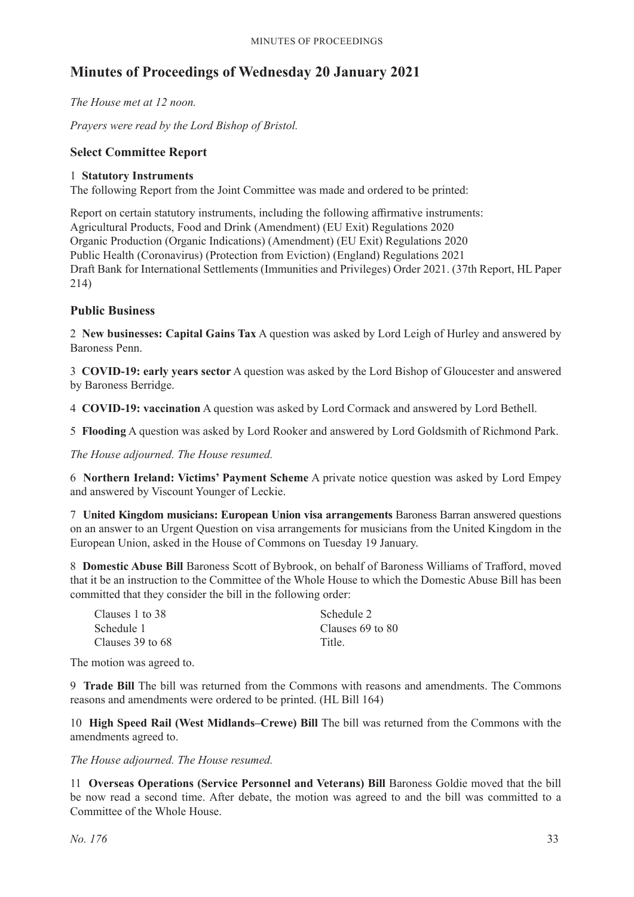# Minutes of Proceedings of Wednesday 20 January 2021

*The House met at 12 noon.*

*Prayers were read by the Lord Bishop of Bristol.*

## Select Committee Report

1 **Statutory Instruments**
The following Report from the Joint Committee was made and ordered to be printed:

Report on certain statutory instruments, including the following affirmative instruments:
Agricultural Products, Food and Drink (Amendment) (EU Exit) Regulations 2020
Organic Production (Organic Indications) (Amendment) (EU Exit) Regulations 2020
Public Health (Coronavirus) (Protection from Eviction) (England) Regulations 2021
Draft Bank for International Settlements (Immunities and Privileges) Order 2021. (37th Report, HL Paper 214)

## Public Business

2 **New businesses: Capital Gains Tax** A question was asked by Lord Leigh of Hurley and answered by Baroness Penn.

3 **COVID-19: early years sector** A question was asked by the Lord Bishop of Gloucester and answered by Baroness Berridge.

4 **COVID-19: vaccination** A question was asked by Lord Cormack and answered by Lord Bethell.

5 **Flooding** A question was asked by Lord Rooker and answered by Lord Goldsmith of Richmond Park.

*The House adjourned. The House resumed.*

6 **Northern Ireland: Victims' Payment Scheme** A private notice question was asked by Lord Empey and answered by Viscount Younger of Leckie.

7 **United Kingdom musicians: European Union visa arrangements** Baroness Barran answered questions on an answer to an Urgent Question on visa arrangements for musicians from the United Kingdom in the European Union, asked in the House of Commons on Tuesday 19 January.

8 **Domestic Abuse Bill** Baroness Scott of Bybrook, on behalf of Baroness Williams of Trafford, moved that it be an instruction to the Committee of the Whole House to which the Domestic Abuse Bill has been committed that they consider the bill in the following order:

Clauses 1 to 38
Schedule 1
Clauses 39 to 68
Schedule 2
Clauses 69 to 80
Title.

The motion was agreed to.

9 **Trade Bill** The bill was returned from the Commons with reasons and amendments. The Commons reasons and amendments were ordered to be printed. (HL Bill 164)

10 **High Speed Rail (West Midlands–Crewe) Bill** The bill was returned from the Commons with the amendments agreed to.

*The House adjourned. The House resumed.*

11 **Overseas Operations (Service Personnel and Veterans) Bill** Baroness Goldie moved that the bill be now read a second time. After debate, the motion was agreed to and the bill was committed to a Committee of the Whole House.

*No. 176*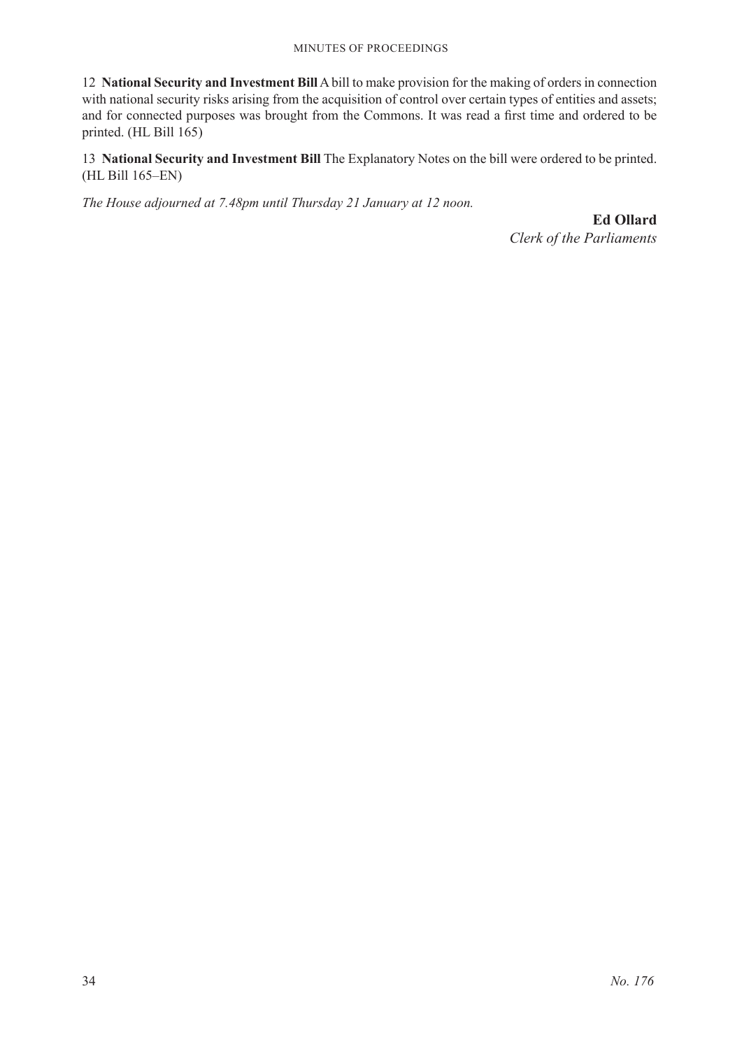12 **National Security and Investment Bill** A bill to make provision for the making of orders in connection with national security risks arising from the acquisition of control over certain types of entities and assets; and for connected purposes was brought from the Commons. It was read a first time and ordered to be printed. (HL Bill 165)

13 **National Security and Investment Bill** The Explanatory Notes on the bill were ordered to be printed. (HL Bill 165–EN)

*The House adjourned at 7.48pm until Thursday 21 January at 12 noon.*

**Ed Ollard**
*Clerk of the Parliaments*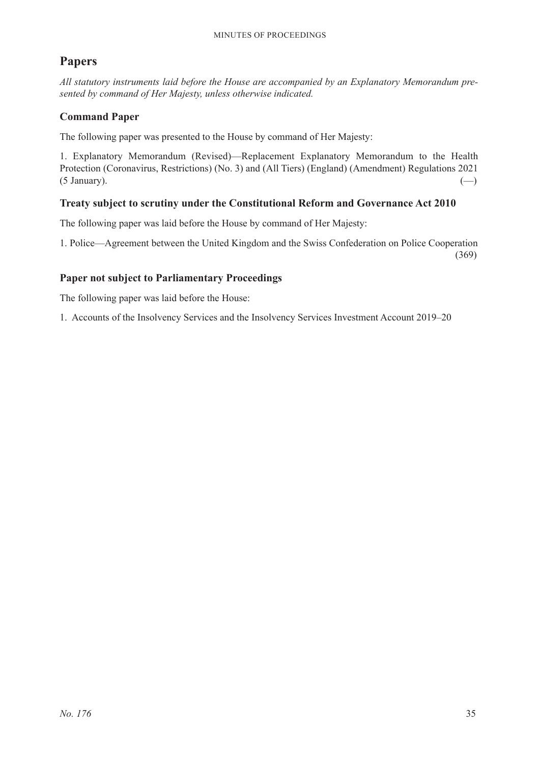# Papers

*All statutory instruments laid before the House are accompanied by an Explanatory Memorandum presented by command of Her Majesty, unless otherwise indicated.*

## Command Paper

The following paper was presented to the House by command of Her Majesty:

1. Explanatory Memorandum (Revised)—Replacement Explanatory Memorandum to the Health Protection (Coronavirus, Restrictions) (No. 3) and (All Tiers) (England) (Amendment) Regulations 2021 (5 January). (—)

## Treaty subject to scrutiny under the Constitutional Reform and Governance Act 2010

The following paper was laid before the House by command of Her Majesty:

1. Police—Agreement between the United Kingdom and the Swiss Confederation on Police Cooperation (369)

## Paper not subject to Parliamentary Proceedings

The following paper was laid before the House:

1. Accounts of the Insolvency Services and the Insolvency Services Investment Account 2019–20